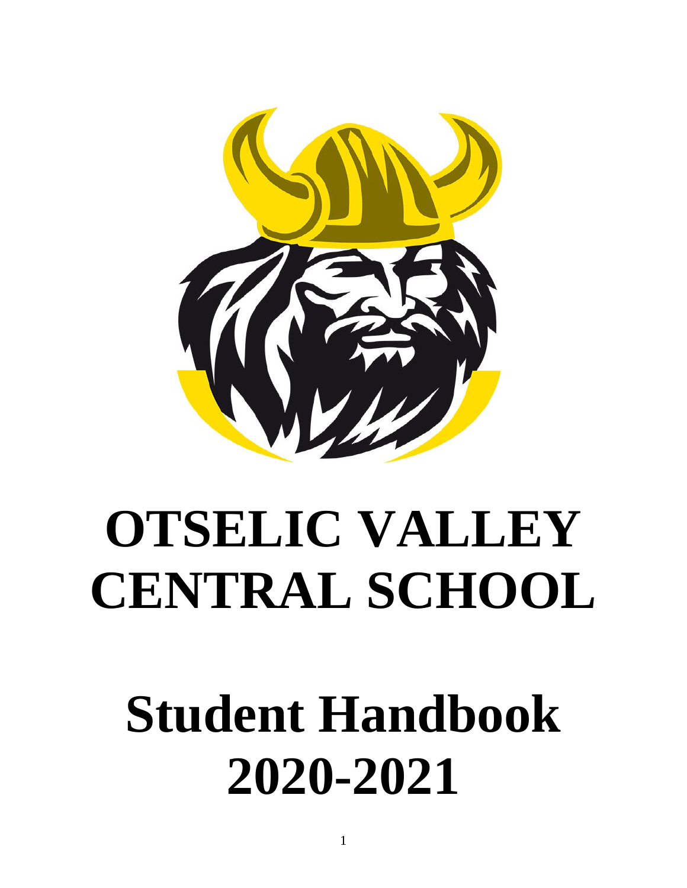# OTSELIC VALLEY CENTRAL SCHOOL

# Student Handbook 2020-2021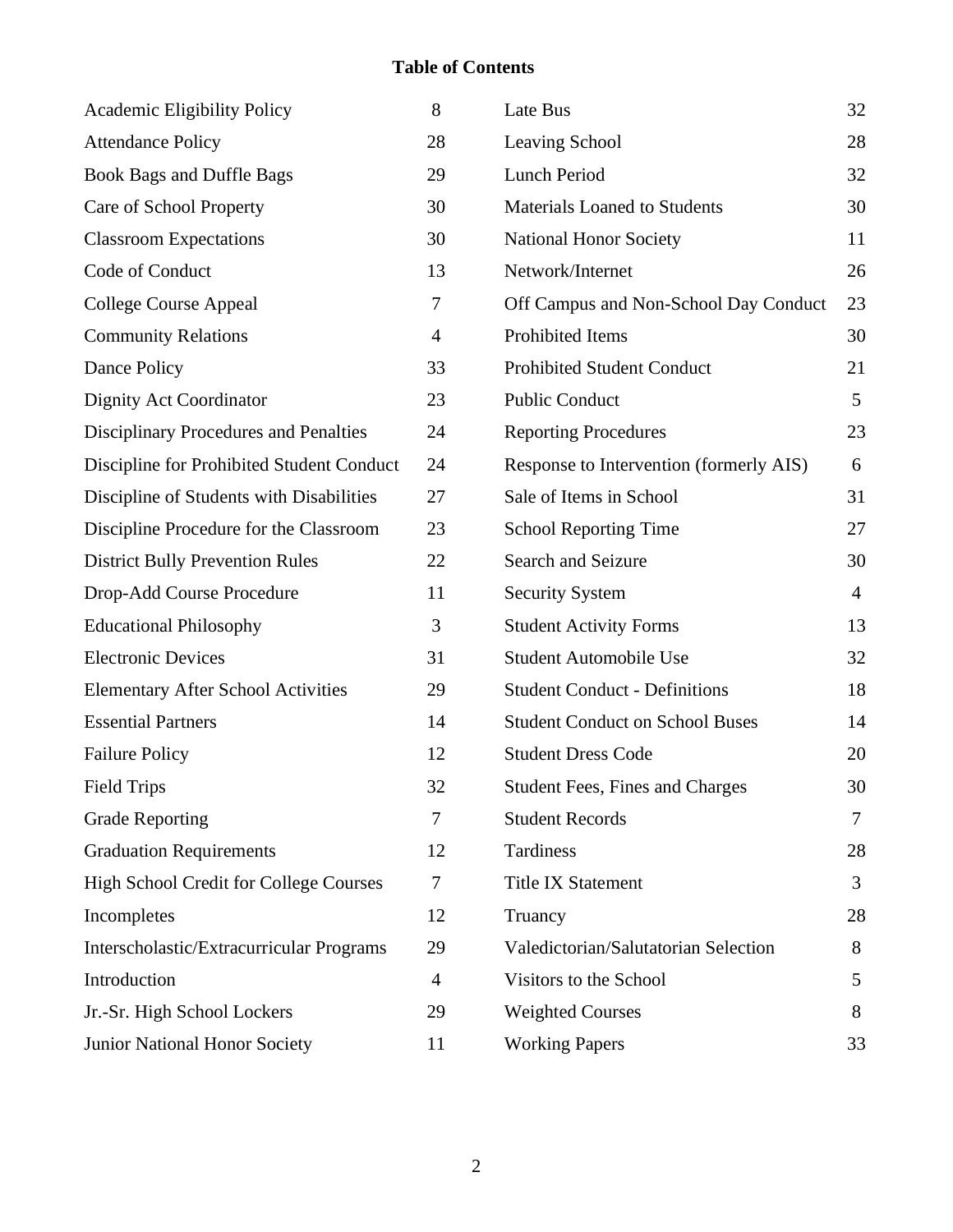# Table of Contents

| Topic | Page | Topic | Page |
|---|---|---|---|
| Academic Eligibility Policy | 8 | Late Bus | 32 |
| Attendance Policy | 28 | Leaving School | 28 |
| Book Bags and Duffle Bags | 29 | Lunch Period | 32 |
| Care of School Property | 30 | Materials Loaned to Students | 30 |
| Classroom Expectations | 30 | National Honor Society | 11 |
| Code of Conduct | 13 | Network/Internet | 26 |
| College Course Appeal | 7 | Off Campus and Non-School Day Conduct | 23 |
| Community Relations | 4 | Prohibited Items | 30 |
| Dance Policy | 33 | Prohibited Student Conduct | 21 |
| Dignity Act Coordinator | 23 | Public Conduct | 5 |
| Disciplinary Procedures and Penalties | 24 | Reporting Procedures | 23 |
| Discipline for Prohibited Student Conduct | 24 | Response to Intervention (formerly AIS) | 6 |
| Discipline of Students with Disabilities | 27 | Sale of Items in School | 31 |
| Discipline Procedure for the Classroom | 23 | School Reporting Time | 27 |
| District Bully Prevention Rules | 22 | Search and Seizure | 30 |
| Drop-Add Course Procedure | 11 | Security System | 4 |
| Educational Philosophy | 3 | Student Activity Forms | 13 |
| Electronic Devices | 31 | Student Automobile Use | 32 |
| Elementary After School Activities | 29 | Student Conduct - Definitions | 18 |
| Essential Partners | 14 | Student Conduct on School Buses | 14 |
| Failure Policy | 12 | Student Dress Code | 20 |
| Field Trips | 32 | Student Fees, Fines and Charges | 30 |
| Grade Reporting | 7 | Student Records | 7 |
| Graduation Requirements | 12 | Tardiness | 28 |
| High School Credit for College Courses | 7 | Title IX Statement | 3 |
| Incompletes | 12 | Truancy | 28 |
| Interscholastic/Extracurricular Programs | 29 | Valedictorian/Salutatorian Selection | 8 |
| Introduction | 4 | Visitors to the School | 5 |
| Jr.-Sr. High School Lockers | 29 | Weighted Courses | 8 |
| Junior National Honor Society | 11 | Working Papers | 33 |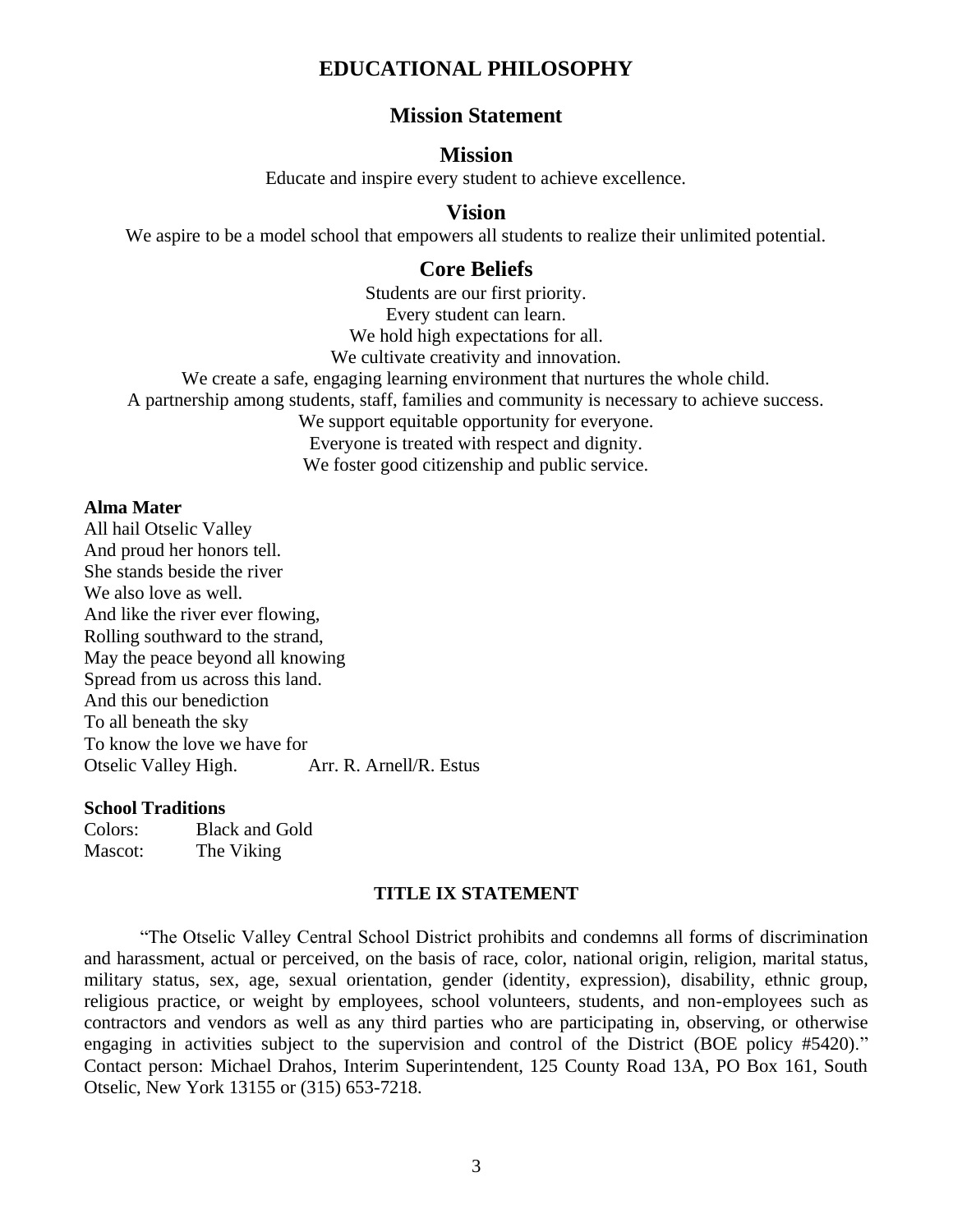# EDUCATIONAL PHILOSOPHY

## Mission Statement

### Mission

Educate and inspire every student to achieve excellence.

### Vision

We aspire to be a model school that empowers all students to realize their unlimited potential.

### Core Beliefs

Students are our first priority.
Every student can learn.
We hold high expectations for all.
We cultivate creativity and innovation.
We create a safe, engaging learning environment that nurtures the whole child.
A partnership among students, staff, families and community is necessary to achieve success.
We support equitable opportunity for everyone.
Everyone is treated with respect and dignity.
We foster good citizenship and public service.

**Alma Mater**

All hail Otselic Valley
And proud her honors tell.
She stands beside the river
We also love as well.
And like the river ever flowing,
Rolling southward to the strand,
May the peace beyond all knowing
Spread from us across this land.
And this our benediction
To all beneath the sky
To know the love we have for
Otselic Valley High. Arr. R. Arnell/R. Estus

**School Traditions**

Colors: Black and Gold
Mascot: The Viking

**TITLE IX STATEMENT**

"The Otselic Valley Central School District prohibits and condemns all forms of discrimination and harassment, actual or perceived, on the basis of race, color, national origin, religion, marital status, military status, sex, age, sexual orientation, gender (identity, expression), disability, ethnic group, religious practice, or weight by employees, school volunteers, students, and non-employees such as contractors and vendors as well as any third parties who are participating in, observing, or otherwise engaging in activities subject to the supervision and control of the District (BOE policy #5420)." Contact person: Michael Drahos, Interim Superintendent, 125 County Road 13A, PO Box 161, South Otselic, New York 13155 or (315) 653-7218.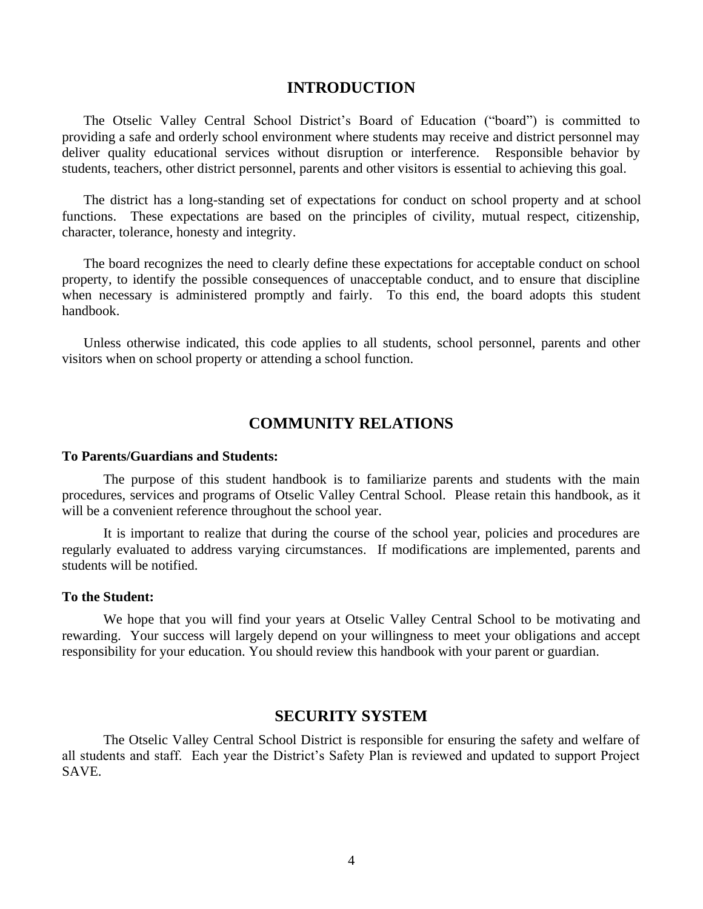## INTRODUCTION

The Otselic Valley Central School District's Board of Education ("board") is committed to providing a safe and orderly school environment where students may receive and district personnel may deliver quality educational services without disruption or interference. Responsible behavior by students, teachers, other district personnel, parents and other visitors is essential to achieving this goal.

The district has a long-standing set of expectations for conduct on school property and at school functions. These expectations are based on the principles of civility, mutual respect, citizenship, character, tolerance, honesty and integrity.

The board recognizes the need to clearly define these expectations for acceptable conduct on school property, to identify the possible consequences of unacceptable conduct, and to ensure that discipline when necessary is administered promptly and fairly. To this end, the board adopts this student handbook.

Unless otherwise indicated, this code applies to all students, school personnel, parents and other visitors when on school property or attending a school function.

## COMMUNITY RELATIONS

**To Parents/Guardians and Students:**

The purpose of this student handbook is to familiarize parents and students with the main procedures, services and programs of Otselic Valley Central School. Please retain this handbook, as it will be a convenient reference throughout the school year.

It is important to realize that during the course of the school year, policies and procedures are regularly evaluated to address varying circumstances. If modifications are implemented, parents and students will be notified.

**To the Student:**

We hope that you will find your years at Otselic Valley Central School to be motivating and rewarding. Your success will largely depend on your willingness to meet your obligations and accept responsibility for your education. You should review this handbook with your parent or guardian.

## SECURITY SYSTEM

The Otselic Valley Central School District is responsible for ensuring the safety and welfare of all students and staff. Each year the District's Safety Plan is reviewed and updated to support Project SAVE.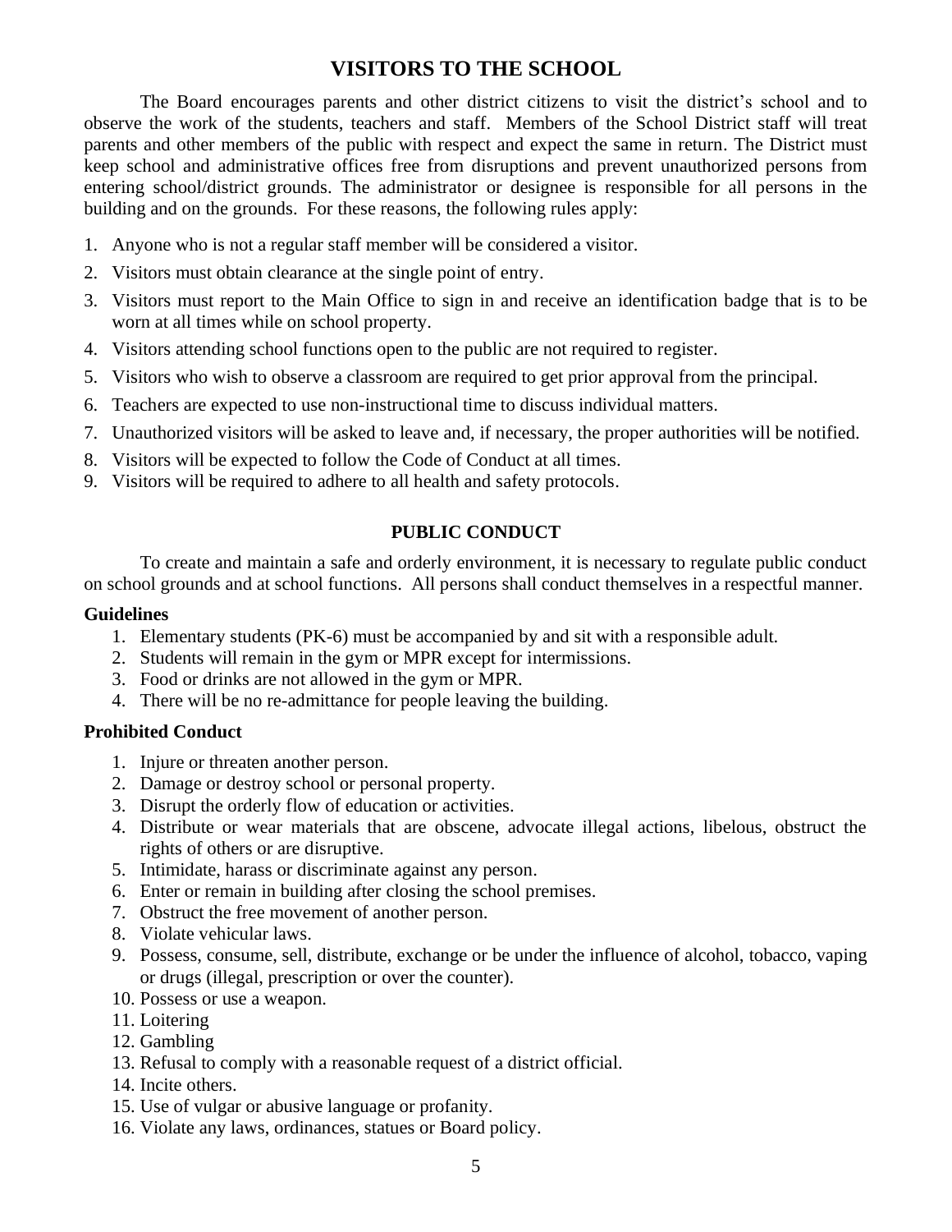## VISITORS TO THE SCHOOL

The Board encourages parents and other district citizens to visit the district's school and to observe the work of the students, teachers and staff. Members of the School District staff will treat parents and other members of the public with respect and expect the same in return. The District must keep school and administrative offices free from disruptions and prevent unauthorized persons from entering school/district grounds. The administrator or designee is responsible for all persons in the building and on the grounds. For these reasons, the following rules apply:

1. Anyone who is not a regular staff member will be considered a visitor.
2. Visitors must obtain clearance at the single point of entry.
3. Visitors must report to the Main Office to sign in and receive an identification badge that is to be worn at all times while on school property.
4. Visitors attending school functions open to the public are not required to register.
5. Visitors who wish to observe a classroom are required to get prior approval from the principal.
6. Teachers are expected to use non-instructional time to discuss individual matters.
7. Unauthorized visitors will be asked to leave and, if necessary, the proper authorities will be notified.
8. Visitors will be expected to follow the Code of Conduct at all times.
9. Visitors will be required to adhere to all health and safety protocols.

### PUBLIC CONDUCT

To create and maintain a safe and orderly environment, it is necessary to regulate public conduct on school grounds and at school functions. All persons shall conduct themselves in a respectful manner.

**Guidelines**

1. Elementary students (PK-6) must be accompanied by and sit with a responsible adult.
2. Students will remain in the gym or MPR except for intermissions.
3. Food or drinks are not allowed in the gym or MPR.
4. There will be no re-admittance for people leaving the building.

**Prohibited Conduct**

1. Injure or threaten another person.
2. Damage or destroy school or personal property.
3. Disrupt the orderly flow of education or activities.
4. Distribute or wear materials that are obscene, advocate illegal actions, libelous, obstruct the rights of others or are disruptive.
5. Intimidate, harass or discriminate against any person.
6. Enter or remain in building after closing the school premises.
7. Obstruct the free movement of another person.
8. Violate vehicular laws.
9. Possess, consume, sell, distribute, exchange or be under the influence of alcohol, tobacco, vaping or drugs (illegal, prescription or over the counter).
10. Possess or use a weapon.
11. Loitering
12. Gambling
13. Refusal to comply with a reasonable request of a district official.
14. Incite others.
15. Use of vulgar or abusive language or profanity.
16. Violate any laws, ordinances, statues or Board policy.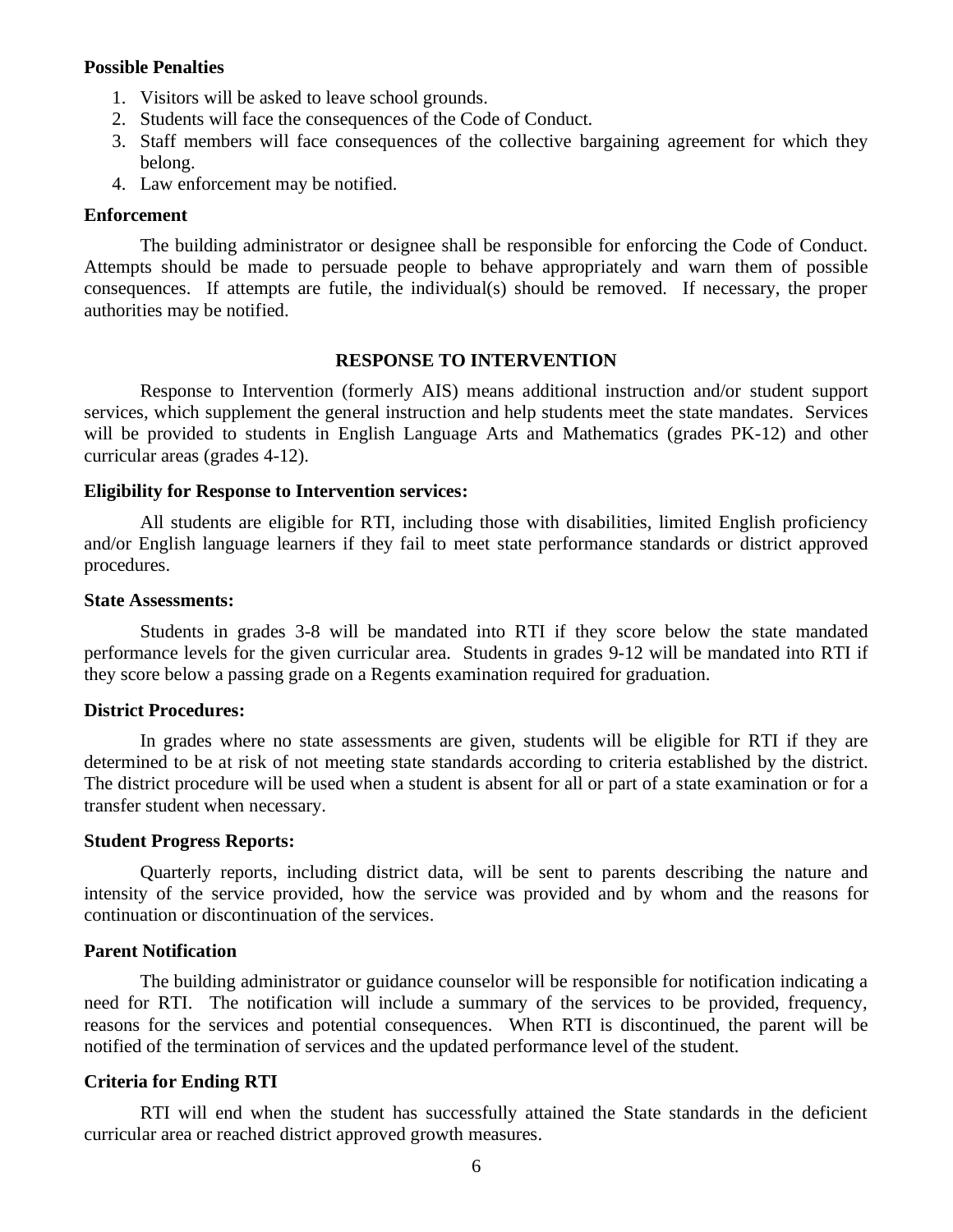**Possible Penalties**

1. Visitors will be asked to leave school grounds.
2. Students will face the consequences of the Code of Conduct.
3. Staff members will face consequences of the collective bargaining agreement for which they belong.
4. Law enforcement may be notified.

**Enforcement**

The building administrator or designee shall be responsible for enforcing the Code of Conduct. Attempts should be made to persuade people to behave appropriately and warn them of possible consequences. If attempts are futile, the individual(s) should be removed. If necessary, the proper authorities may be notified.

## RESPONSE TO INTERVENTION

Response to Intervention (formerly AIS) means additional instruction and/or student support services, which supplement the general instruction and help students meet the state mandates. Services will be provided to students in English Language Arts and Mathematics (grades PK-12) and other curricular areas (grades 4-12).

**Eligibility for Response to Intervention services:**

All students are eligible for RTI, including those with disabilities, limited English proficiency and/or English language learners if they fail to meet state performance standards or district approved procedures.

**State Assessments:**

Students in grades 3-8 will be mandated into RTI if they score below the state mandated performance levels for the given curricular area. Students in grades 9-12 will be mandated into RTI if they score below a passing grade on a Regents examination required for graduation.

**District Procedures:**

In grades where no state assessments are given, students will be eligible for RTI if they are determined to be at risk of not meeting state standards according to criteria established by the district. The district procedure will be used when a student is absent for all or part of a state examination or for a transfer student when necessary.

**Student Progress Reports:**

Quarterly reports, including district data, will be sent to parents describing the nature and intensity of the service provided, how the service was provided and by whom and the reasons for continuation or discontinuation of the services.

**Parent Notification**

The building administrator or guidance counselor will be responsible for notification indicating a need for RTI. The notification will include a summary of the services to be provided, frequency, reasons for the services and potential consequences. When RTI is discontinued, the parent will be notified of the termination of services and the updated performance level of the student.

**Criteria for Ending RTI**

RTI will end when the student has successfully attained the State standards in the deficient curricular area or reached district approved growth measures.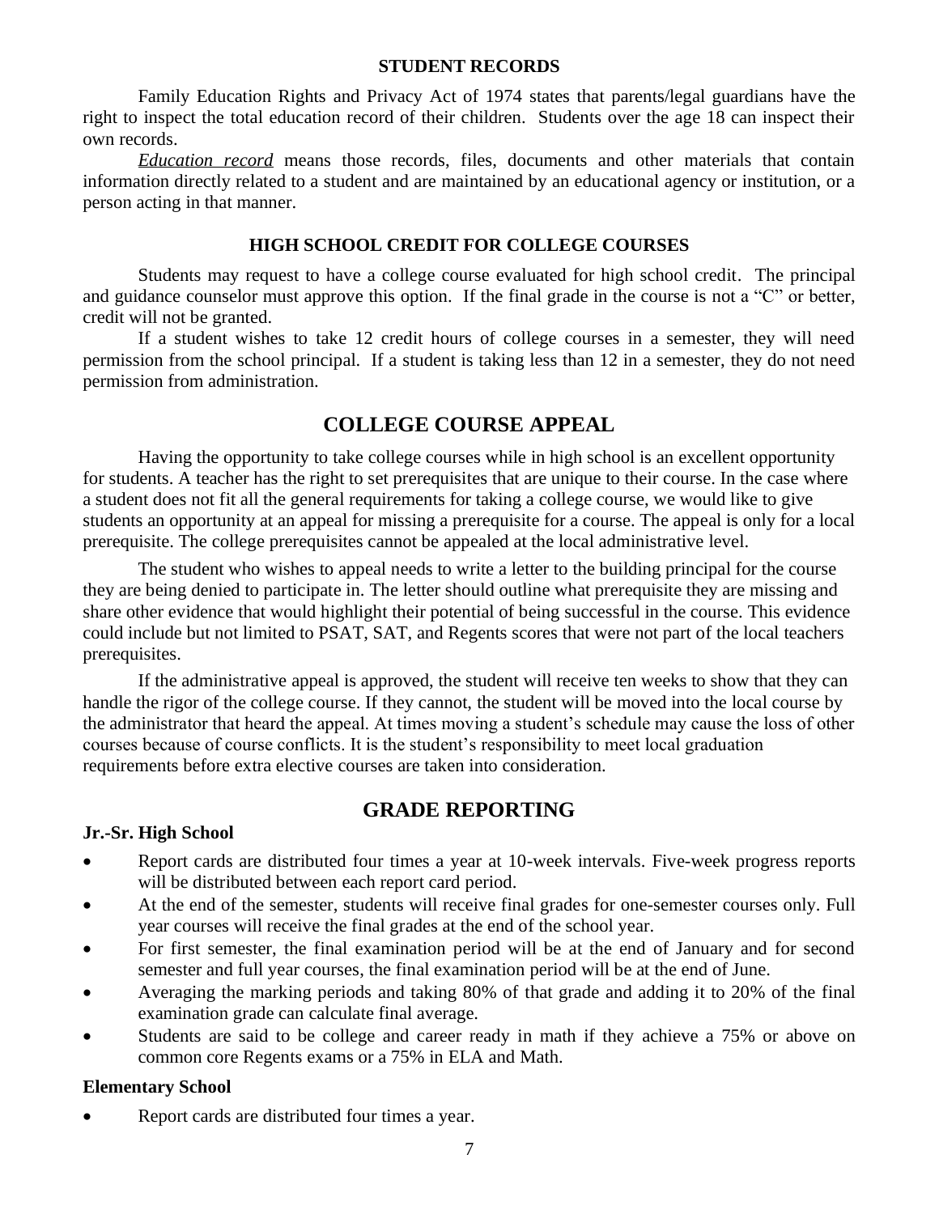## STUDENT RECORDS

Family Education Rights and Privacy Act of 1974 states that parents/legal guardians have the right to inspect the total education record of their children. Students over the age 18 can inspect their own records.

*Education record* means those records, files, documents and other materials that contain information directly related to a student and are maintained by an educational agency or institution, or a person acting in that manner.

## HIGH SCHOOL CREDIT FOR COLLEGE COURSES

Students may request to have a college course evaluated for high school credit. The principal and guidance counselor must approve this option. If the final grade in the course is not a "C" or better, credit will not be granted.

If a student wishes to take 12 credit hours of college courses in a semester, they will need permission from the school principal. If a student is taking less than 12 in a semester, they do not need permission from administration.

## COLLEGE COURSE APPEAL

Having the opportunity to take college courses while in high school is an excellent opportunity for students. A teacher has the right to set prerequisites that are unique to their course. In the case where a student does not fit all the general requirements for taking a college course, we would like to give students an opportunity at an appeal for missing a prerequisite for a course. The appeal is only for a local prerequisite. The college prerequisites cannot be appealed at the local administrative level.

The student who wishes to appeal needs to write a letter to the building principal for the course they are being denied to participate in. The letter should outline what prerequisite they are missing and share other evidence that would highlight their potential of being successful in the course. This evidence could include but not limited to PSAT, SAT, and Regents scores that were not part of the local teachers prerequisites.

If the administrative appeal is approved, the student will receive ten weeks to show that they can handle the rigor of the college course. If they cannot, the student will be moved into the local course by the administrator that heard the appeal. At times moving a student's schedule may cause the loss of other courses because of course conflicts. It is the student's responsibility to meet local graduation requirements before extra elective courses are taken into consideration.

## GRADE REPORTING

### Jr.-Sr. High School

- Report cards are distributed four times a year at 10-week intervals. Five-week progress reports will be distributed between each report card period.
- At the end of the semester, students will receive final grades for one-semester courses only. Full year courses will receive the final grades at the end of the school year.
- For first semester, the final examination period will be at the end of January and for second semester and full year courses, the final examination period will be at the end of June.
- Averaging the marking periods and taking 80% of that grade and adding it to 20% of the final examination grade can calculate final average.
- Students are said to be college and career ready in math if they achieve a 75% or above on common core Regents exams or a 75% in ELA and Math.

### Elementary School

- Report cards are distributed four times a year.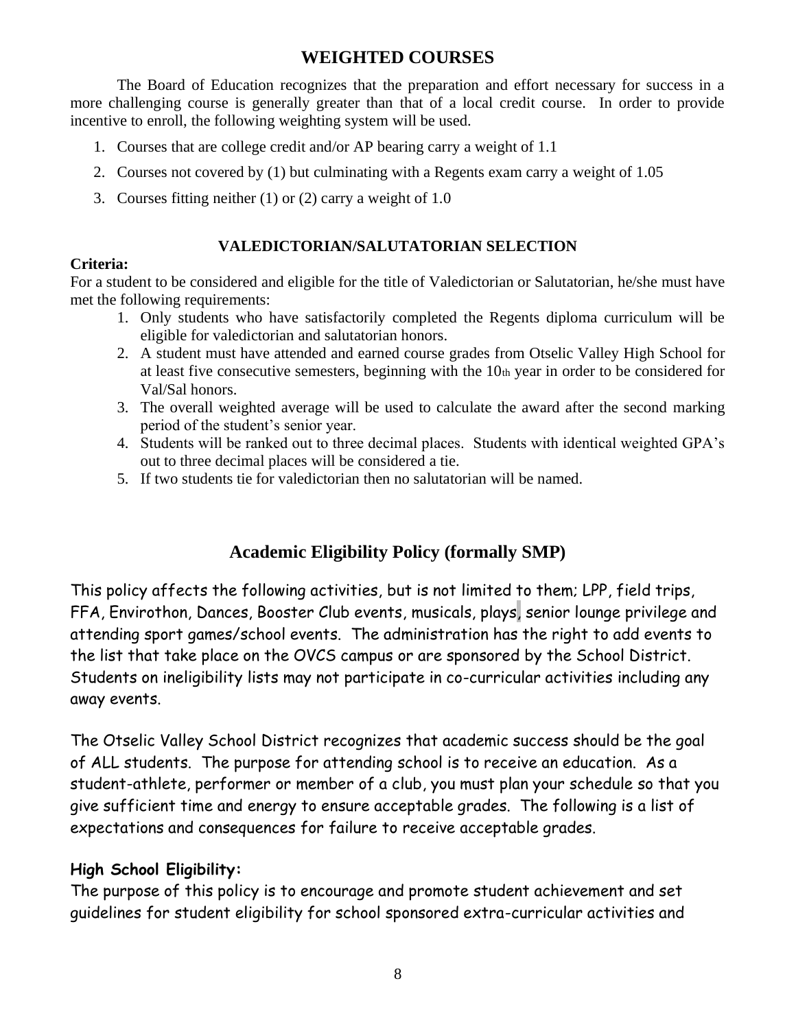## WEIGHTED COURSES

The Board of Education recognizes that the preparation and effort necessary for success in a more challenging course is generally greater than that of a local credit course. In order to provide incentive to enroll, the following weighting system will be used.

1. Courses that are college credit and/or AP bearing carry a weight of 1.1
2. Courses not covered by (1) but culminating with a Regents exam carry a weight of 1.05
3. Courses fitting neither (1) or (2) carry a weight of 1.0

### VALEDICTORIAN/SALUTATORIAN SELECTION

**Criteria:**

For a student to be considered and eligible for the title of Valedictorian or Salutatorian, he/she must have met the following requirements:

1. Only students who have satisfactorily completed the Regents diploma curriculum will be eligible for valedictorian and salutatorian honors.
2. A student must have attended and earned course grades from Otselic Valley High School for at least five consecutive semesters, beginning with the 10th year in order to be considered for Val/Sal honors.
3. The overall weighted average will be used to calculate the award after the second marking period of the student's senior year.
4. Students will be ranked out to three decimal places. Students with identical weighted GPA's out to three decimal places will be considered a tie.
5. If two students tie for valedictorian then no salutatorian will be named.

## Academic Eligibility Policy (formally SMP)

This policy affects the following activities, but is not limited to them; LPP, field trips, FFA, Envirothon, Dances, Booster Club events, musicals, plays, senior lounge privilege and attending sport games/school events. The administration has the right to add events to the list that take place on the OVCS campus or are sponsored by the School District. Students on ineligibility lists may not participate in co-curricular activities including any away events.

The Otselic Valley School District recognizes that academic success should be the goal of ALL students. The purpose for attending school is to receive an education. As a student-athlete, performer or member of a club, you must plan your schedule so that you give sufficient time and energy to ensure acceptable grades. The following is a list of expectations and consequences for failure to receive acceptable grades.

**High School Eligibility:**

The purpose of this policy is to encourage and promote student achievement and set guidelines for student eligibility for school sponsored extra-curricular activities and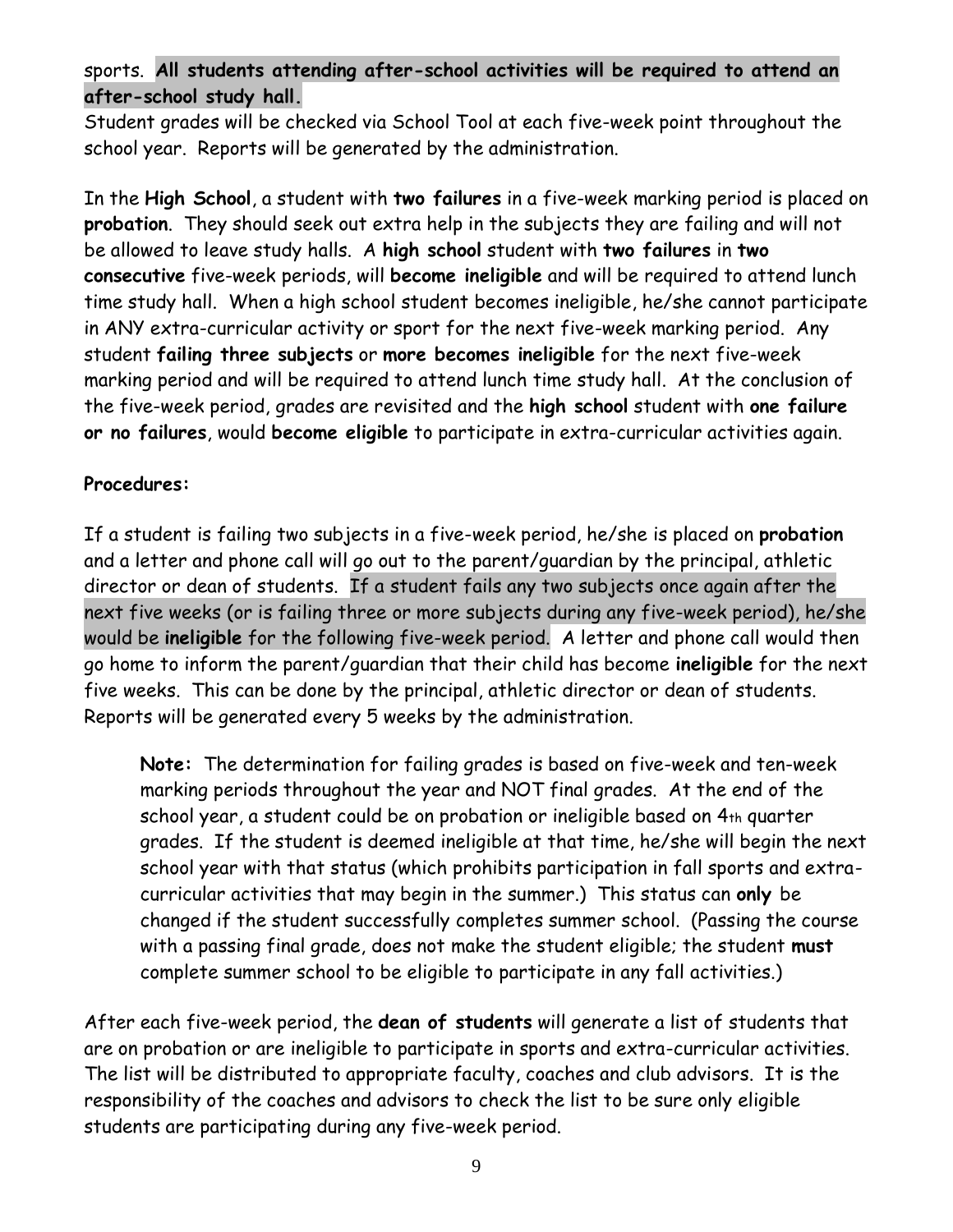sports. **All students attending after-school activities will be required to attend an after-school study hall.**
Student grades will be checked via School Tool at each five-week point throughout the school year. Reports will be generated by the administration.

In the **High School**, a student with **two failures** in a five-week marking period is placed on **probation**. They should seek out extra help in the subjects they are failing and will not be allowed to leave study halls. A **high school** student with **two failures** in **two consecutive** five-week periods, will **become ineligible** and will be required to attend lunch time study hall. When a high school student becomes ineligible, he/she cannot participate in ANY extra-curricular activity or sport for the next five-week marking period. Any student **failing three subjects** or **more becomes ineligible** for the next five-week marking period and will be required to attend lunch time study hall. At the conclusion of the five-week period, grades are revisited and the **high school** student with **one failure or no failures**, would **become eligible** to participate in extra-curricular activities again.

**Procedures:**

If a student is failing two subjects in a five-week period, he/she is placed on **probation** and a letter and phone call will go out to the parent/guardian by the principal, athletic director or dean of students. If a student fails any two subjects once again after the next five weeks (or is failing three or more subjects during any five-week period), he/she would be **ineligible** for the following five-week period. A letter and phone call would then go home to inform the parent/guardian that their child has become **ineligible** for the next five weeks. This can be done by the principal, athletic director or dean of students. Reports will be generated every 5 weeks by the administration.

> **Note:** The determination for failing grades is based on five-week and ten-week marking periods throughout the year and NOT final grades. At the end of the school year, a student could be on probation or ineligible based on 4th quarter grades. If the student is deemed ineligible at that time, he/she will begin the next school year with that status (which prohibits participation in fall sports and extra-curricular activities that may begin in the summer.) This status can **only** be changed if the student successfully completes summer school. (Passing the course with a passing final grade, does not make the student eligible; the student **must** complete summer school to be eligible to participate in any fall activities.)

After each five-week period, the **dean of students** will generate a list of students that are on probation or are ineligible to participate in sports and extra-curricular activities. The list will be distributed to appropriate faculty, coaches and club advisors. It is the responsibility of the coaches and advisors to check the list to be sure only eligible students are participating during any five-week period.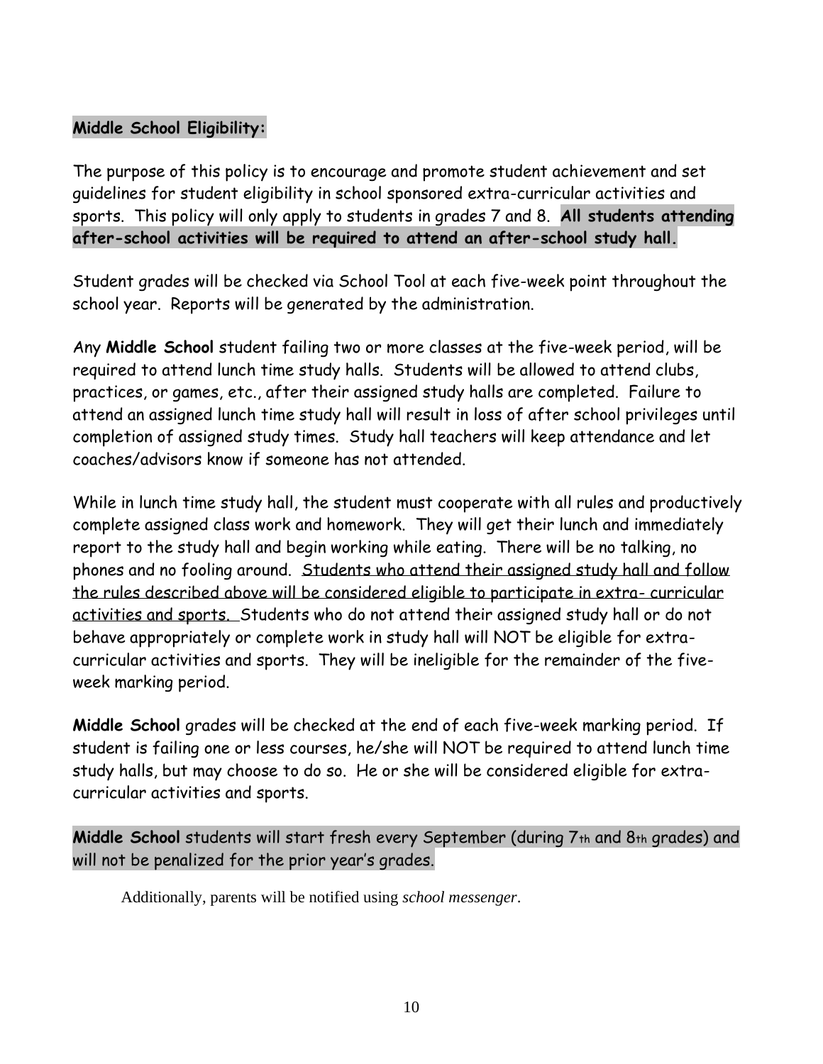**Middle School Eligibility:**

The purpose of this policy is to encourage and promote student achievement and set guidelines for student eligibility in school sponsored extra-curricular activities and sports. This policy will only apply to students in grades 7 and 8. **All students attending after-school activities will be required to attend an after-school study hall.**

Student grades will be checked via School Tool at each five-week point throughout the school year. Reports will be generated by the administration.

Any **Middle School** student failing two or more classes at the five-week period, will be required to attend lunch time study halls. Students will be allowed to attend clubs, practices, or games, etc., after their assigned study halls are completed. Failure to attend an assigned lunch time study hall will result in loss of after school privileges until completion of assigned study times. Study hall teachers will keep attendance and let coaches/advisors know if someone has not attended.

While in lunch time study hall, the student must cooperate with all rules and productively complete assigned class work and homework. They will get their lunch and immediately report to the study hall and begin working while eating. There will be no talking, no phones and no fooling around. <u>Students who attend their assigned study hall and follow the rules described above will be considered eligible to participate in extra- curricular activities and sports.</u> Students who do not attend their assigned study hall or do not behave appropriately or complete work in study hall will NOT be eligible for extra-curricular activities and sports. They will be ineligible for the remainder of the five-week marking period.

**Middle School** grades will be checked at the end of each five-week marking period. If student is failing one or less courses, he/she will NOT be required to attend lunch time study halls, but may choose to do so. He or she will be considered eligible for extra-curricular activities and sports.

**Middle School** students will start fresh every September (during 7th and 8th grades) and will not be penalized for the prior year's grades.

Additionally, parents will be notified using *school messenger*.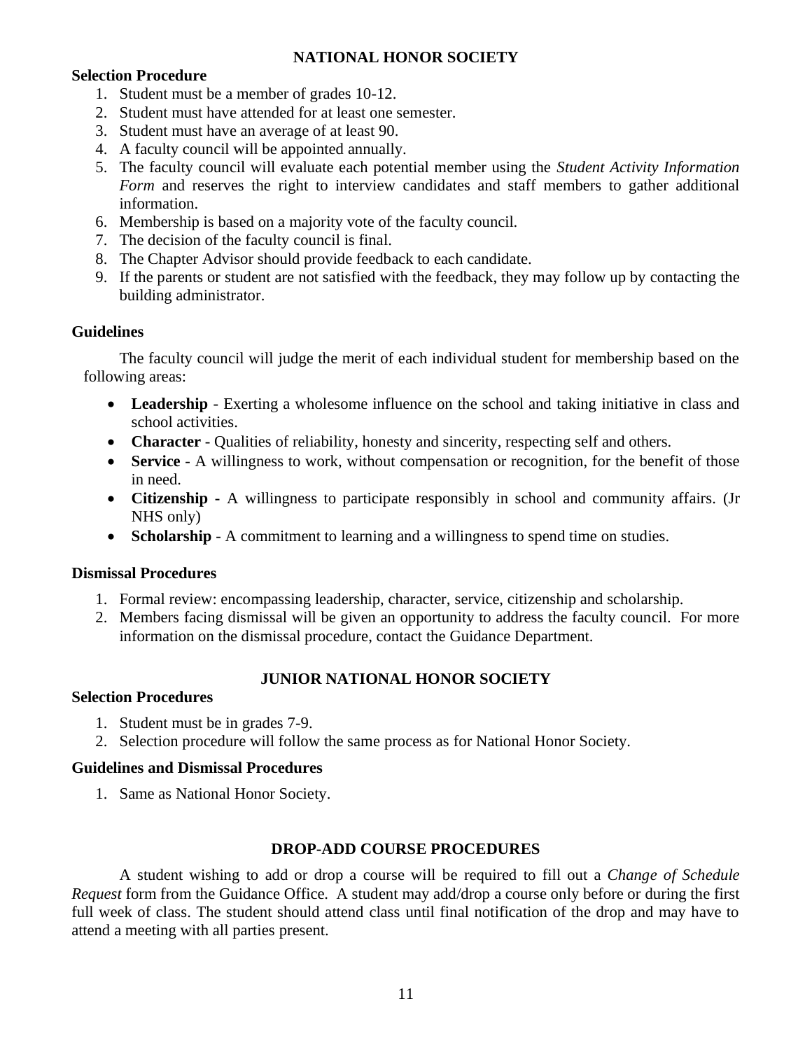## NATIONAL HONOR SOCIETY

### Selection Procedure

1. Student must be a member of grades 10-12.
2. Student must have attended for at least one semester.
3. Student must have an average of at least 90.
4. A faculty council will be appointed annually.
5. The faculty council will evaluate each potential member using the *Student Activity Information Form* and reserves the right to interview candidates and staff members to gather additional information.
6. Membership is based on a majority vote of the faculty council.
7. The decision of the faculty council is final.
8. The Chapter Advisor should provide feedback to each candidate.
9. If the parents or student are not satisfied with the feedback, they may follow up by contacting the building administrator.

### Guidelines

The faculty council will judge the merit of each individual student for membership based on the following areas:

- **Leadership** - Exerting a wholesome influence on the school and taking initiative in class and school activities.
- **Character** - Qualities of reliability, honesty and sincerity, respecting self and others.
- **Service** - A willingness to work, without compensation or recognition, for the benefit of those in need.
- **Citizenship -** A willingness to participate responsibly in school and community affairs. (Jr NHS only)
- **Scholarship** - A commitment to learning and a willingness to spend time on studies.

### Dismissal Procedures

1. Formal review: encompassing leadership, character, service, citizenship and scholarship.
2. Members facing dismissal will be given an opportunity to address the faculty council. For more information on the dismissal procedure, contact the Guidance Department.

## JUNIOR NATIONAL HONOR SOCIETY

### Selection Procedures

1. Student must be in grades 7-9.
2. Selection procedure will follow the same process as for National Honor Society.

### Guidelines and Dismissal Procedures

1. Same as National Honor Society.

## DROP-ADD COURSE PROCEDURES

A student wishing to add or drop a course will be required to fill out a *Change of Schedule Request* form from the Guidance Office. A student may add/drop a course only before or during the first full week of class. The student should attend class until final notification of the drop and may have to attend a meeting with all parties present.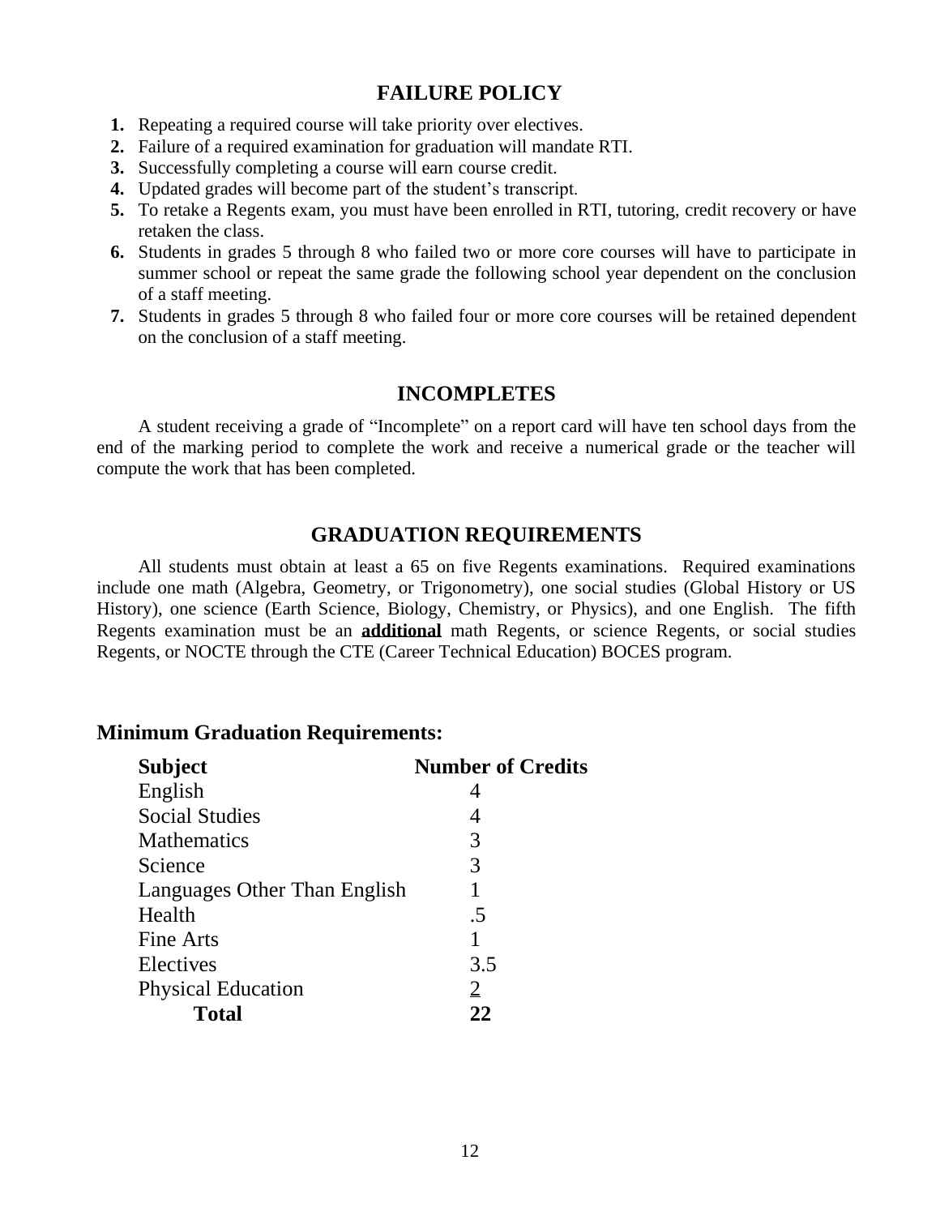## FAILURE POLICY

1. Repeating a required course will take priority over electives.
2. Failure of a required examination for graduation will mandate RTI.
3. Successfully completing a course will earn course credit.
4. Updated grades will become part of the student's transcript.
5. To retake a Regents exam, you must have been enrolled in RTI, tutoring, credit recovery or have retaken the class.
6. Students in grades 5 through 8 who failed two or more core courses will have to participate in summer school or repeat the same grade the following school year dependent on the conclusion of a staff meeting.
7. Students in grades 5 through 8 who failed four or more core courses will be retained dependent on the conclusion of a staff meeting.

## INCOMPLETES

A student receiving a grade of "Incomplete" on a report card will have ten school days from the end of the marking period to complete the work and receive a numerical grade or the teacher will compute the work that has been completed.

## GRADUATION REQUIREMENTS

All students must obtain at least a 65 on five Regents examinations. Required examinations include one math (Algebra, Geometry, or Trigonometry), one social studies (Global History or US History), one science (Earth Science, Biology, Chemistry, or Physics), and one English. The fifth Regents examination must be an **additional** math Regents, or science Regents, or social studies Regents, or NOCTE through the CTE (Career Technical Education) BOCES program.

### Minimum Graduation Requirements:

| Subject | Number of Credits |
|---|---|
| English | 4 |
| Social Studies | 4 |
| Mathematics | 3 |
| Science | 3 |
| Languages Other Than English | 1 |
| Health | .5 |
| Fine Arts | 1 |
| Electives | 3.5 |
| Physical Education | 2 |
| **Total** | **22** |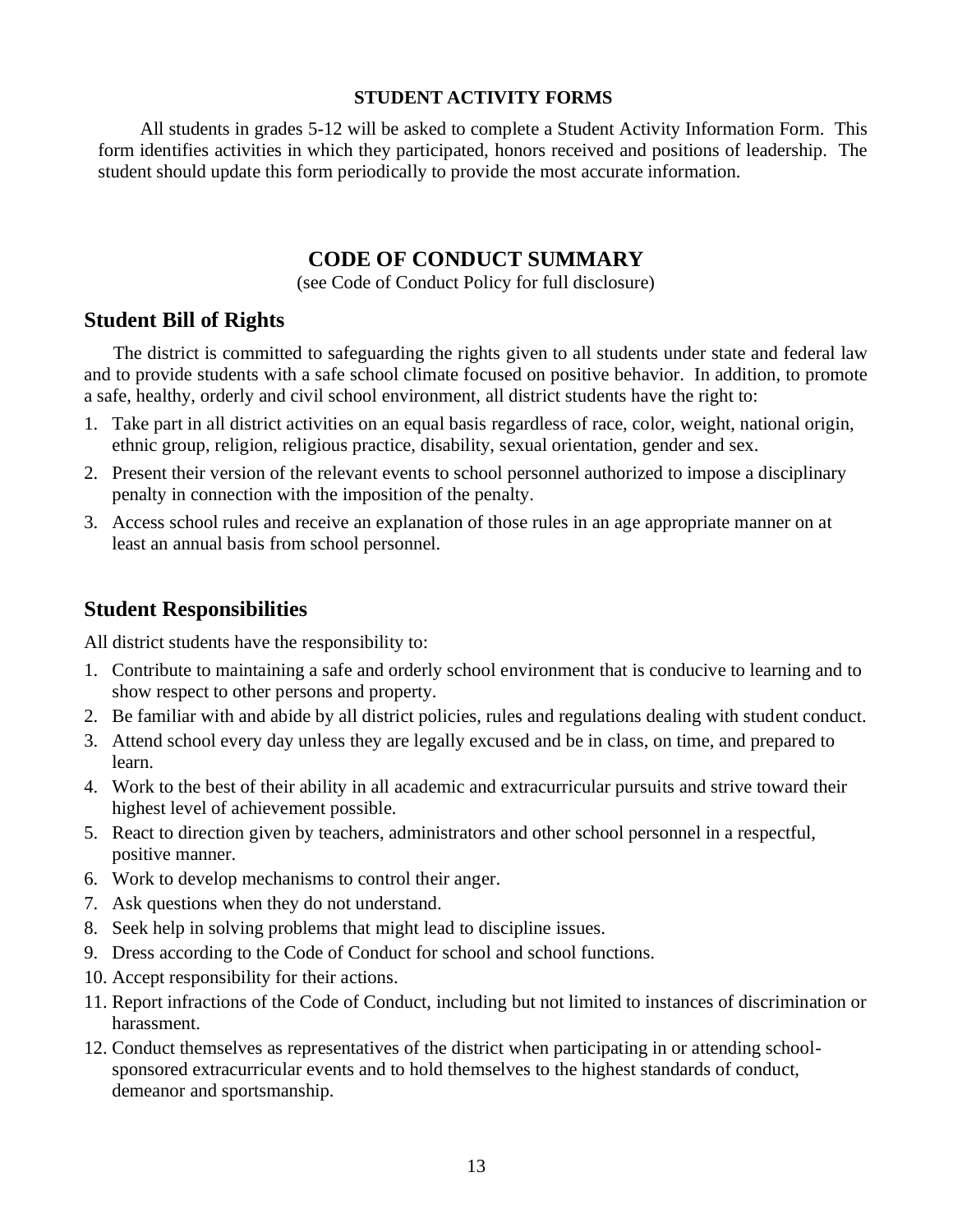### STUDENT ACTIVITY FORMS

All students in grades 5-12 will be asked to complete a Student Activity Information Form. This form identifies activities in which they participated, honors received and positions of leadership. The student should update this form periodically to provide the most accurate information.

## CODE OF CONDUCT SUMMARY

(see Code of Conduct Policy for full disclosure)

### Student Bill of Rights

The district is committed to safeguarding the rights given to all students under state and federal law and to provide students with a safe school climate focused on positive behavior. In addition, to promote a safe, healthy, orderly and civil school environment, all district students have the right to:

1. Take part in all district activities on an equal basis regardless of race, color, weight, national origin, ethnic group, religion, religious practice, disability, sexual orientation, gender and sex.
2. Present their version of the relevant events to school personnel authorized to impose a disciplinary penalty in connection with the imposition of the penalty.
3. Access school rules and receive an explanation of those rules in an age appropriate manner on at least an annual basis from school personnel.

### Student Responsibilities

All district students have the responsibility to:

1. Contribute to maintaining a safe and orderly school environment that is conducive to learning and to show respect to other persons and property.
2. Be familiar with and abide by all district policies, rules and regulations dealing with student conduct.
3. Attend school every day unless they are legally excused and be in class, on time, and prepared to learn.
4. Work to the best of their ability in all academic and extracurricular pursuits and strive toward their highest level of achievement possible.
5. React to direction given by teachers, administrators and other school personnel in a respectful, positive manner.
6. Work to develop mechanisms to control their anger.
7. Ask questions when they do not understand.
8. Seek help in solving problems that might lead to discipline issues.
9. Dress according to the Code of Conduct for school and school functions.
10. Accept responsibility for their actions.
11. Report infractions of the Code of Conduct, including but not limited to instances of discrimination or harassment.
12. Conduct themselves as representatives of the district when participating in or attending school-sponsored extracurricular events and to hold themselves to the highest standards of conduct, demeanor and sportsmanship.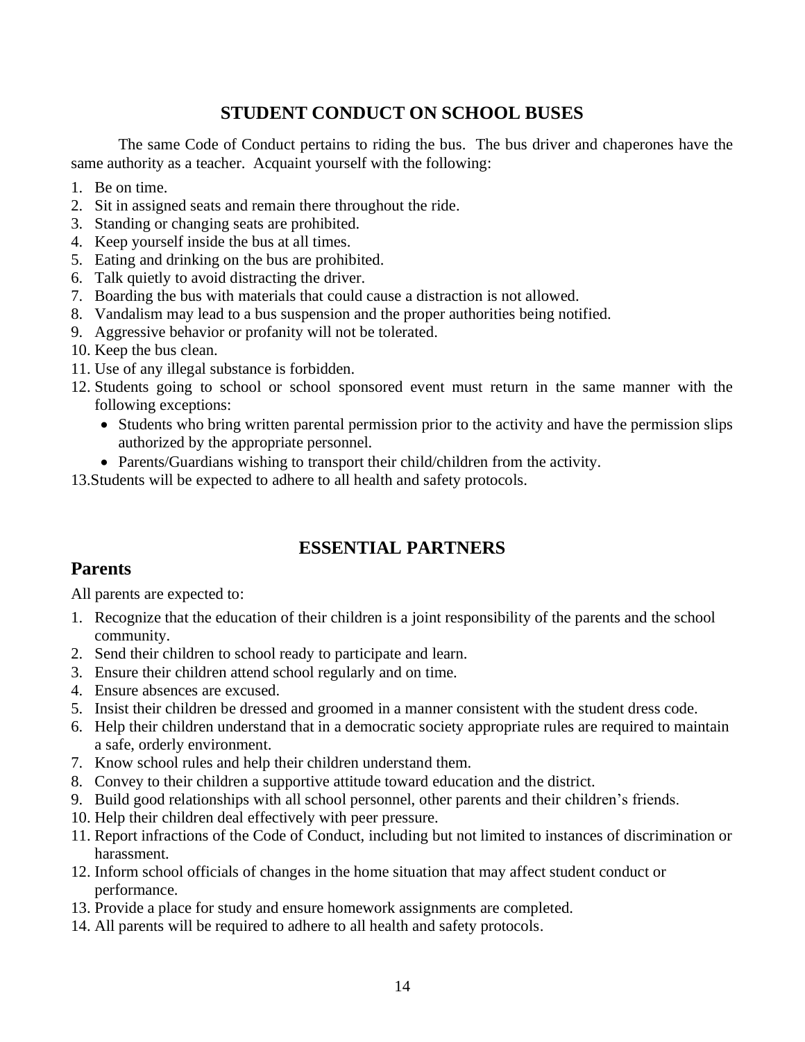## STUDENT CONDUCT ON SCHOOL BUSES

The same Code of Conduct pertains to riding the bus. The bus driver and chaperones have the same authority as a teacher. Acquaint yourself with the following:

1. Be on time.
2. Sit in assigned seats and remain there throughout the ride.
3. Standing or changing seats are prohibited.
4. Keep yourself inside the bus at all times.
5. Eating and drinking on the bus are prohibited.
6. Talk quietly to avoid distracting the driver.
7. Boarding the bus with materials that could cause a distraction is not allowed.
8. Vandalism may lead to a bus suspension and the proper authorities being notified.
9. Aggressive behavior or profanity will not be tolerated.
10. Keep the bus clean.
11. Use of any illegal substance is forbidden.
12. Students going to school or school sponsored event must return in the same manner with the following exceptions:
    - Students who bring written parental permission prior to the activity and have the permission slips authorized by the appropriate personnel.
    - Parents/Guardians wishing to transport their child/children from the activity.
13. Students will be expected to adhere to all health and safety protocols.

## ESSENTIAL PARTNERS

### Parents

All parents are expected to:

1. Recognize that the education of their children is a joint responsibility of the parents and the school community.
2. Send their children to school ready to participate and learn.
3. Ensure their children attend school regularly and on time.
4. Ensure absences are excused.
5. Insist their children be dressed and groomed in a manner consistent with the student dress code.
6. Help their children understand that in a democratic society appropriate rules are required to maintain a safe, orderly environment.
7. Know school rules and help their children understand them.
8. Convey to their children a supportive attitude toward education and the district.
9. Build good relationships with all school personnel, other parents and their children's friends.
10. Help their children deal effectively with peer pressure.
11. Report infractions of the Code of Conduct, including but not limited to instances of discrimination or harassment.
12. Inform school officials of changes in the home situation that may affect student conduct or performance.
13. Provide a place for study and ensure homework assignments are completed.
14. All parents will be required to adhere to all health and safety protocols.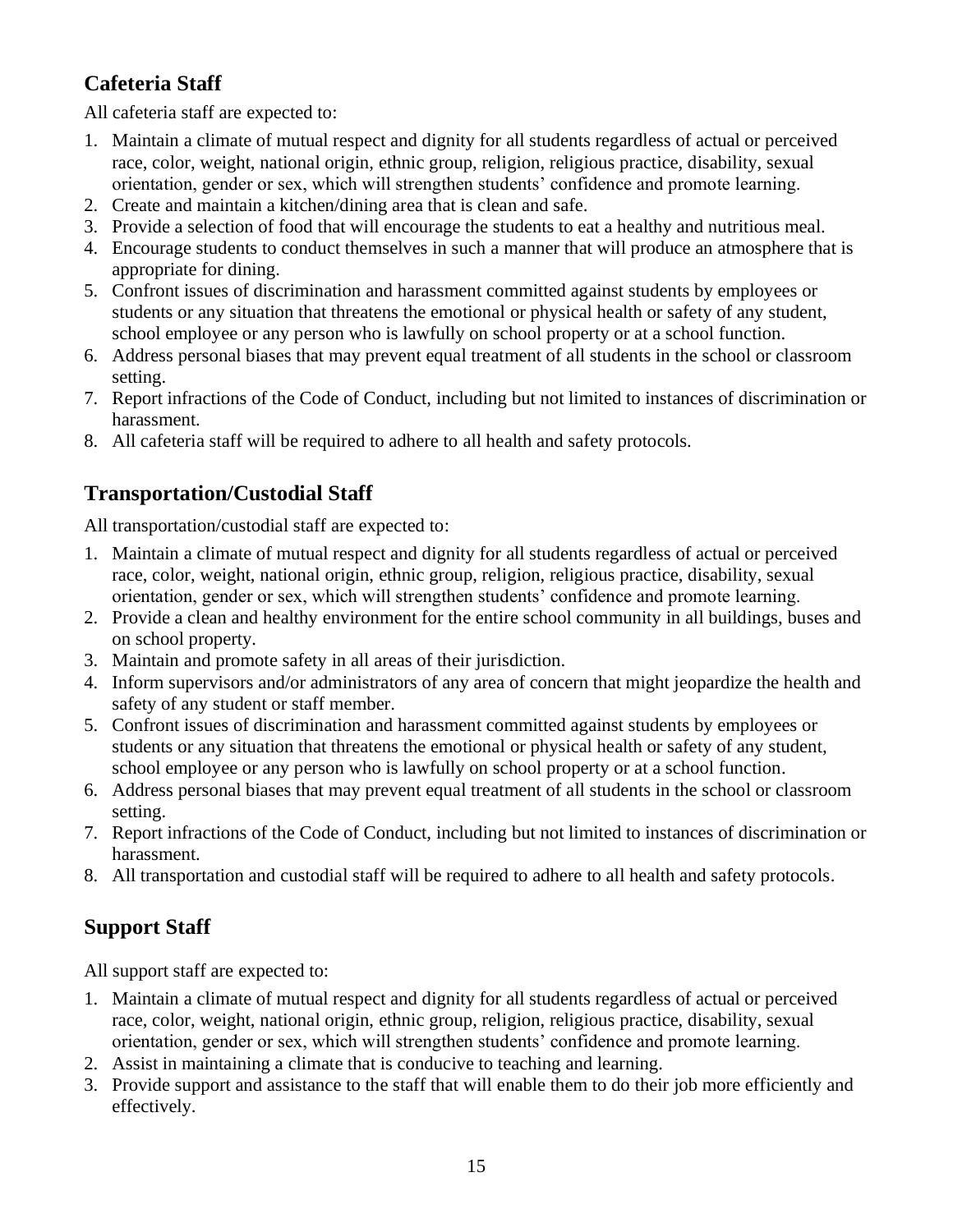## Cafeteria Staff

All cafeteria staff are expected to:

1. Maintain a climate of mutual respect and dignity for all students regardless of actual or perceived race, color, weight, national origin, ethnic group, religion, religious practice, disability, sexual orientation, gender or sex, which will strengthen students' confidence and promote learning.
2. Create and maintain a kitchen/dining area that is clean and safe.
3. Provide a selection of food that will encourage the students to eat a healthy and nutritious meal.
4. Encourage students to conduct themselves in such a manner that will produce an atmosphere that is appropriate for dining.
5. Confront issues of discrimination and harassment committed against students by employees or students or any situation that threatens the emotional or physical health or safety of any student, school employee or any person who is lawfully on school property or at a school function.
6. Address personal biases that may prevent equal treatment of all students in the school or classroom setting.
7. Report infractions of the Code of Conduct, including but not limited to instances of discrimination or harassment.
8. All cafeteria staff will be required to adhere to all health and safety protocols.

## Transportation/Custodial Staff

All transportation/custodial staff are expected to:

1. Maintain a climate of mutual respect and dignity for all students regardless of actual or perceived race, color, weight, national origin, ethnic group, religion, religious practice, disability, sexual orientation, gender or sex, which will strengthen students' confidence and promote learning.
2. Provide a clean and healthy environment for the entire school community in all buildings, buses and on school property.
3. Maintain and promote safety in all areas of their jurisdiction.
4. Inform supervisors and/or administrators of any area of concern that might jeopardize the health and safety of any student or staff member.
5. Confront issues of discrimination and harassment committed against students by employees or students or any situation that threatens the emotional or physical health or safety of any student, school employee or any person who is lawfully on school property or at a school function.
6. Address personal biases that may prevent equal treatment of all students in the school or classroom setting.
7. Report infractions of the Code of Conduct, including but not limited to instances of discrimination or harassment.
8. All transportation and custodial staff will be required to adhere to all health and safety protocols.

## Support Staff

All support staff are expected to:

1. Maintain a climate of mutual respect and dignity for all students regardless of actual or perceived race, color, weight, national origin, ethnic group, religion, religious practice, disability, sexual orientation, gender or sex, which will strengthen students' confidence and promote learning.
2. Assist in maintaining a climate that is conducive to teaching and learning.
3. Provide support and assistance to the staff that will enable them to do their job more efficiently and effectively.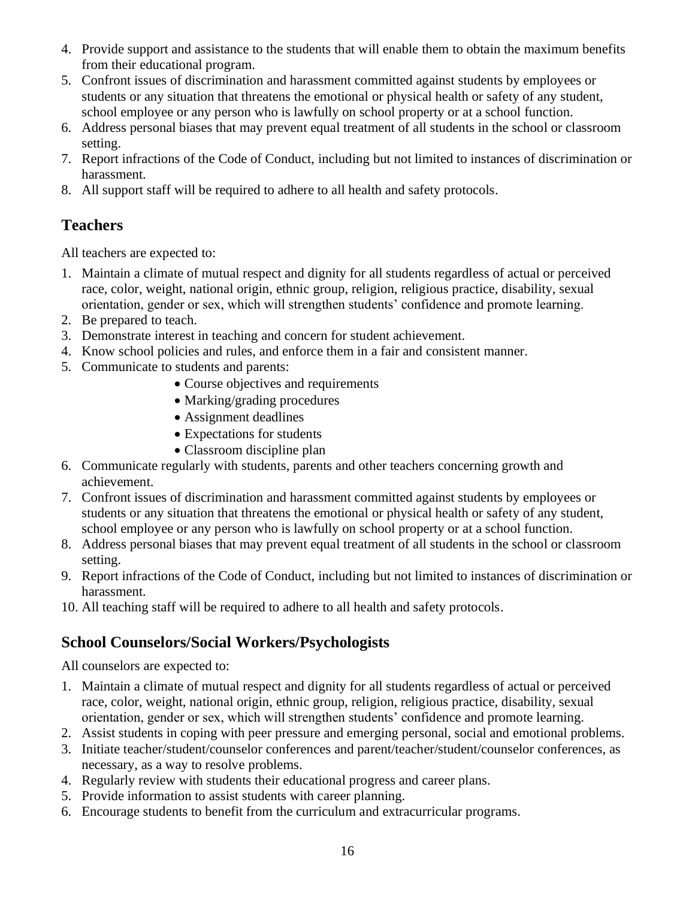4. Provide support and assistance to the students that will enable them to obtain the maximum benefits from their educational program.
5. Confront issues of discrimination and harassment committed against students by employees or students or any situation that threatens the emotional or physical health or safety of any student, school employee or any person who is lawfully on school property or at a school function.
6. Address personal biases that may prevent equal treatment of all students in the school or classroom setting.
7. Report infractions of the Code of Conduct, including but not limited to instances of discrimination or harassment.
8. All support staff will be required to adhere to all health and safety protocols.

## Teachers

All teachers are expected to:

1. Maintain a climate of mutual respect and dignity for all students regardless of actual or perceived race, color, weight, national origin, ethnic group, religion, religious practice, disability, sexual orientation, gender or sex, which will strengthen students' confidence and promote learning.
2. Be prepared to teach.
3. Demonstrate interest in teaching and concern for student achievement.
4. Know school policies and rules, and enforce them in a fair and consistent manner.
5. Communicate to students and parents:
    - Course objectives and requirements
    - Marking/grading procedures
    - Assignment deadlines
    - Expectations for students
    - Classroom discipline plan
6. Communicate regularly with students, parents and other teachers concerning growth and achievement.
7. Confront issues of discrimination and harassment committed against students by employees or students or any situation that threatens the emotional or physical health or safety of any student, school employee or any person who is lawfully on school property or at a school function.
8. Address personal biases that may prevent equal treatment of all students in the school or classroom setting.
9. Report infractions of the Code of Conduct, including but not limited to instances of discrimination or harassment.
10. All teaching staff will be required to adhere to all health and safety protocols.

## School Counselors/Social Workers/Psychologists

All counselors are expected to:

1. Maintain a climate of mutual respect and dignity for all students regardless of actual or perceived race, color, weight, national origin, ethnic group, religion, religious practice, disability, sexual orientation, gender or sex, which will strengthen students' confidence and promote learning.
2. Assist students in coping with peer pressure and emerging personal, social and emotional problems.
3. Initiate teacher/student/counselor conferences and parent/teacher/student/counselor conferences, as necessary, as a way to resolve problems.
4. Regularly review with students their educational progress and career plans.
5. Provide information to assist students with career planning.
6. Encourage students to benefit from the curriculum and extracurricular programs.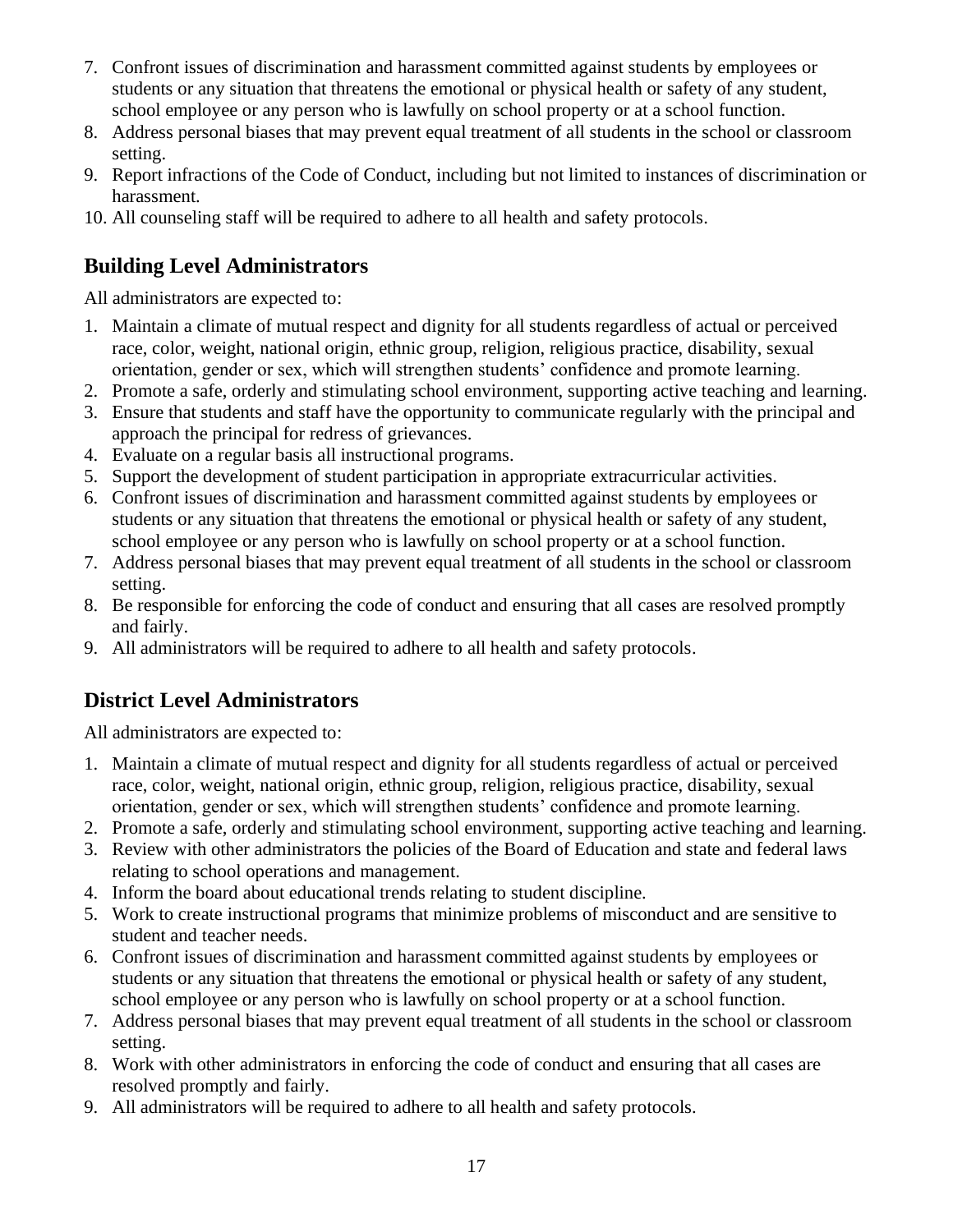7. Confront issues of discrimination and harassment committed against students by employees or students or any situation that threatens the emotional or physical health or safety of any student, school employee or any person who is lawfully on school property or at a school function.
8. Address personal biases that may prevent equal treatment of all students in the school or classroom setting.
9. Report infractions of the Code of Conduct, including but not limited to instances of discrimination or harassment.
10. All counseling staff will be required to adhere to all health and safety protocols.

## Building Level Administrators

All administrators are expected to:

1. Maintain a climate of mutual respect and dignity for all students regardless of actual or perceived race, color, weight, national origin, ethnic group, religion, religious practice, disability, sexual orientation, gender or sex, which will strengthen students' confidence and promote learning.
2. Promote a safe, orderly and stimulating school environment, supporting active teaching and learning.
3. Ensure that students and staff have the opportunity to communicate regularly with the principal and approach the principal for redress of grievances.
4. Evaluate on a regular basis all instructional programs.
5. Support the development of student participation in appropriate extracurricular activities.
6. Confront issues of discrimination and harassment committed against students by employees or students or any situation that threatens the emotional or physical health or safety of any student, school employee or any person who is lawfully on school property or at a school function.
7. Address personal biases that may prevent equal treatment of all students in the school or classroom setting.
8. Be responsible for enforcing the code of conduct and ensuring that all cases are resolved promptly and fairly.
9. All administrators will be required to adhere to all health and safety protocols.

## District Level Administrators

All administrators are expected to:

1. Maintain a climate of mutual respect and dignity for all students regardless of actual or perceived race, color, weight, national origin, ethnic group, religion, religious practice, disability, sexual orientation, gender or sex, which will strengthen students' confidence and promote learning.
2. Promote a safe, orderly and stimulating school environment, supporting active teaching and learning.
3. Review with other administrators the policies of the Board of Education and state and federal laws relating to school operations and management.
4. Inform the board about educational trends relating to student discipline.
5. Work to create instructional programs that minimize problems of misconduct and are sensitive to student and teacher needs.
6. Confront issues of discrimination and harassment committed against students by employees or students or any situation that threatens the emotional or physical health or safety of any student, school employee or any person who is lawfully on school property or at a school function.
7. Address personal biases that may prevent equal treatment of all students in the school or classroom setting.
8. Work with other administrators in enforcing the code of conduct and ensuring that all cases are resolved promptly and fairly.
9. All administrators will be required to adhere to all health and safety protocols.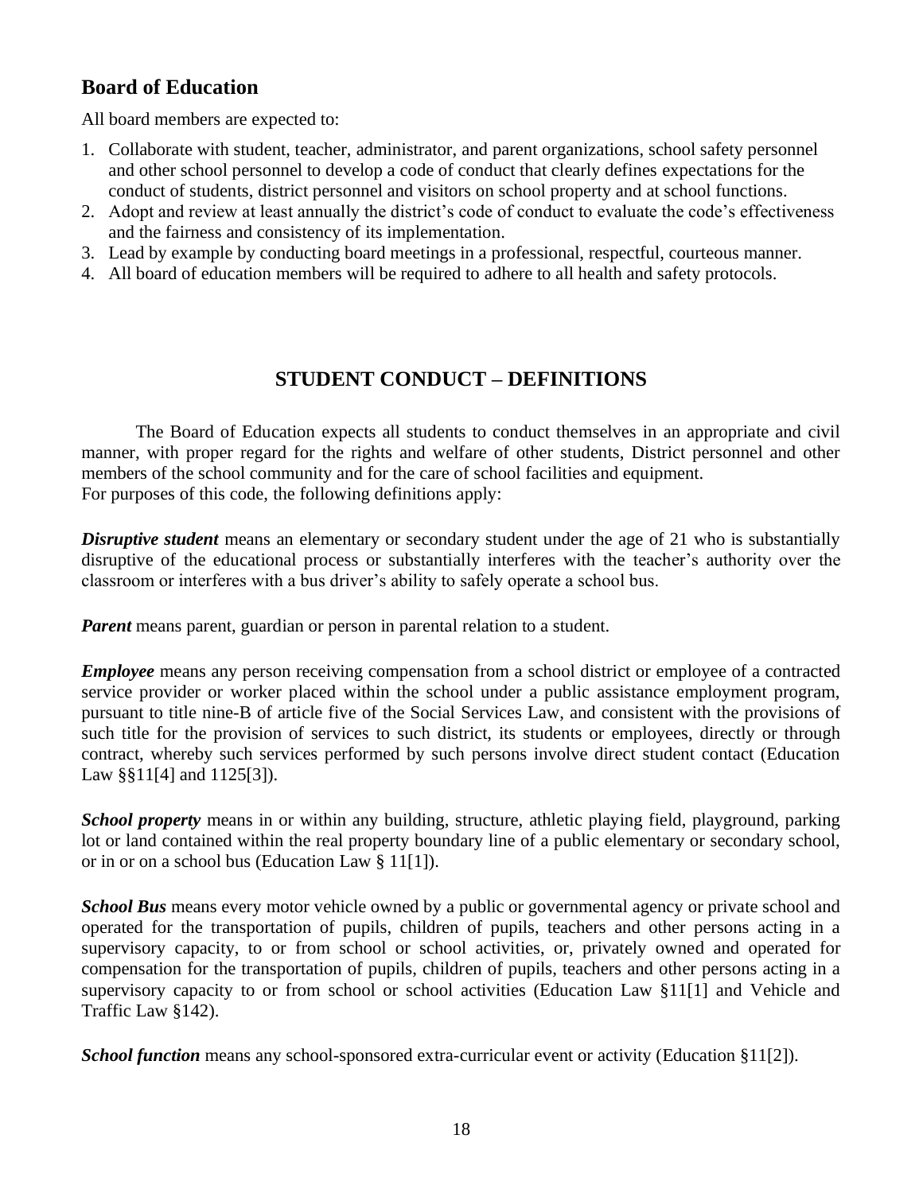## Board of Education

All board members are expected to:

1. Collaborate with student, teacher, administrator, and parent organizations, school safety personnel and other school personnel to develop a code of conduct that clearly defines expectations for the conduct of students, district personnel and visitors on school property and at school functions.
2. Adopt and review at least annually the district's code of conduct to evaluate the code's effectiveness and the fairness and consistency of its implementation.
3. Lead by example by conducting board meetings in a professional, respectful, courteous manner.
4. All board of education members will be required to adhere to all health and safety protocols.

## STUDENT CONDUCT – DEFINITIONS

The Board of Education expects all students to conduct themselves in an appropriate and civil manner, with proper regard for the rights and welfare of other students, District personnel and other members of the school community and for the care of school facilities and equipment.
For purposes of this code, the following definitions apply:

***Disruptive student*** means an elementary or secondary student under the age of 21 who is substantially disruptive of the educational process or substantially interferes with the teacher's authority over the classroom or interferes with a bus driver's ability to safely operate a school bus.

***Parent*** means parent, guardian or person in parental relation to a student.

***Employee*** means any person receiving compensation from a school district or employee of a contracted service provider or worker placed within the school under a public assistance employment program, pursuant to title nine-B of article five of the Social Services Law, and consistent with the provisions of such title for the provision of services to such district, its students or employees, directly or through contract, whereby such services performed by such persons involve direct student contact (Education Law §§11[4] and 1125[3]).

***School property*** means in or within any building, structure, athletic playing field, playground, parking lot or land contained within the real property boundary line of a public elementary or secondary school, or in or on a school bus (Education Law § 11[1]).

***School Bus*** means every motor vehicle owned by a public or governmental agency or private school and operated for the transportation of pupils, children of pupils, teachers and other persons acting in a supervisory capacity, to or from school or school activities, or, privately owned and operated for compensation for the transportation of pupils, children of pupils, teachers and other persons acting in a supervisory capacity to or from school or school activities (Education Law §11[1] and Vehicle and Traffic Law §142).

***School function*** means any school-sponsored extra-curricular event or activity (Education §11[2]).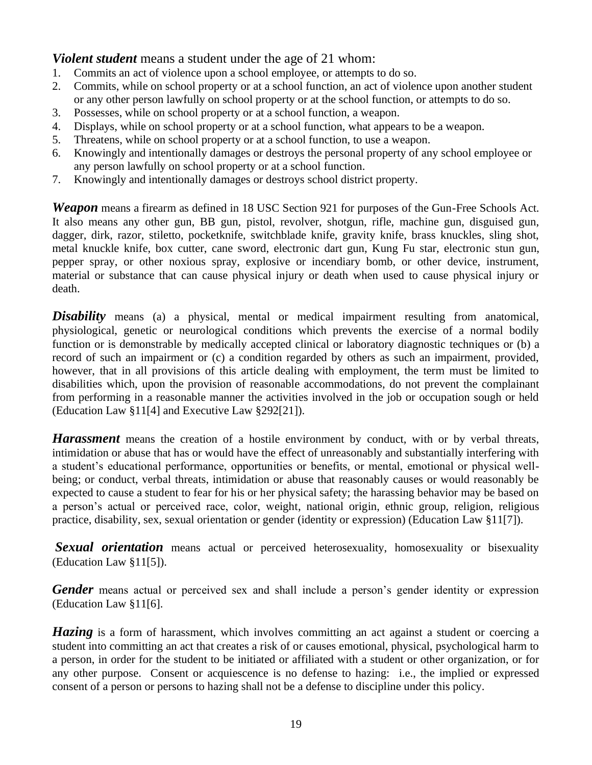***Violent student*** means a student under the age of 21 whom:

1. Commits an act of violence upon a school employee, or attempts to do so.
2. Commits, while on school property or at a school function, an act of violence upon another student or any other person lawfully on school property or at the school function, or attempts to do so.
3. Possesses, while on school property or at a school function, a weapon.
4. Displays, while on school property or at a school function, what appears to be a weapon.
5. Threatens, while on school property or at a school function, to use a weapon.
6. Knowingly and intentionally damages or destroys the personal property of any school employee or any person lawfully on school property or at a school function.
7. Knowingly and intentionally damages or destroys school district property.

***Weapon*** means a firearm as defined in 18 USC Section 921 for purposes of the Gun-Free Schools Act. It also means any other gun, BB gun, pistol, revolver, shotgun, rifle, machine gun, disguised gun, dagger, dirk, razor, stiletto, pocketknife, switchblade knife, gravity knife, brass knuckles, sling shot, metal knuckle knife, box cutter, cane sword, electronic dart gun, Kung Fu star, electronic stun gun, pepper spray, or other noxious spray, explosive or incendiary bomb, or other device, instrument, material or substance that can cause physical injury or death when used to cause physical injury or death.

***Disability*** means (a) a physical, mental or medical impairment resulting from anatomical, physiological, genetic or neurological conditions which prevents the exercise of a normal bodily function or is demonstrable by medically accepted clinical or laboratory diagnostic techniques or (b) a record of such an impairment or (c) a condition regarded by others as such an impairment, provided, however, that in all provisions of this article dealing with employment, the term must be limited to disabilities which, upon the provision of reasonable accommodations, do not prevent the complainant from performing in a reasonable manner the activities involved in the job or occupation sough or held (Education Law §11[4] and Executive Law §292[21]).

***Harassment*** means the creation of a hostile environment by conduct, with or by verbal threats, intimidation or abuse that has or would have the effect of unreasonably and substantially interfering with a student's educational performance, opportunities or benefits, or mental, emotional or physical well-being; or conduct, verbal threats, intimidation or abuse that reasonably causes or would reasonably be expected to cause a student to fear for his or her physical safety; the harassing behavior may be based on a person's actual or perceived race, color, weight, national origin, ethnic group, religion, religious practice, disability, sex, sexual orientation or gender (identity or expression) (Education Law §11[7]).

***Sexual orientation*** means actual or perceived heterosexuality, homosexuality or bisexuality (Education Law §11[5]).

***Gender*** means actual or perceived sex and shall include a person's gender identity or expression (Education Law §11[6].

***Hazing*** is a form of harassment, which involves committing an act against a student or coercing a student into committing an act that creates a risk of or causes emotional, physical, psychological harm to a person, in order for the student to be initiated or affiliated with a student or other organization, or for any other purpose. Consent or acquiescence is no defense to hazing: i.e., the implied or expressed consent of a person or persons to hazing shall not be a defense to discipline under this policy.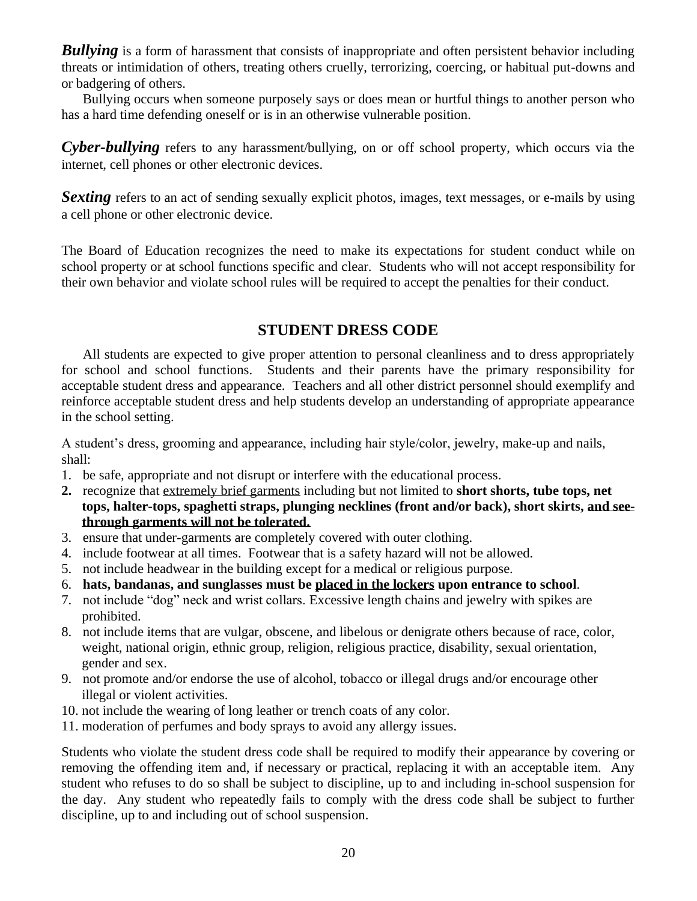***Bullying*** is a form of harassment that consists of inappropriate and often persistent behavior including threats or intimidation of others, treating others cruelly, terrorizing, coercing, or habitual put-downs and or badgering of others.

Bullying occurs when someone purposely says or does mean or hurtful things to another person who has a hard time defending oneself or is in an otherwise vulnerable position.

***Cyber-bullying*** refers to any harassment/bullying, on or off school property, which occurs via the internet, cell phones or other electronic devices.

***Sexting*** refers to an act of sending sexually explicit photos, images, text messages, or e-mails by using a cell phone or other electronic device.

The Board of Education recognizes the need to make its expectations for student conduct while on school property or at school functions specific and clear. Students who will not accept responsibility for their own behavior and violate school rules will be required to accept the penalties for their conduct.

## STUDENT DRESS CODE

All students are expected to give proper attention to personal cleanliness and to dress appropriately for school and school functions. Students and their parents have the primary responsibility for acceptable student dress and appearance. Teachers and all other district personnel should exemplify and reinforce acceptable student dress and help students develop an understanding of appropriate appearance in the school setting.

A student's dress, grooming and appearance, including hair style/color, jewelry, make-up and nails, shall:

1. be safe, appropriate and not disrupt or interfere with the educational process.
2. recognize that <u>extremely brief garments</u> including but not limited to **short shorts, tube tops, net tops, halter-tops, spaghetti straps, plunging necklines (front and/or back), short skirts, <u>and see-through garments will not be tolerated.</u>**
3. ensure that under-garments are completely covered with outer clothing.
4. include footwear at all times. Footwear that is a safety hazard will not be allowed.
5. not include headwear in the building except for a medical or religious purpose.
6. **hats, bandanas, and sunglasses must be <u>placed in the lockers</u> upon entrance to school**.
7. not include "dog" neck and wrist collars. Excessive length chains and jewelry with spikes are prohibited.
8. not include items that are vulgar, obscene, and libelous or denigrate others because of race, color, weight, national origin, ethnic group, religion, religious practice, disability, sexual orientation, gender and sex.
9. not promote and/or endorse the use of alcohol, tobacco or illegal drugs and/or encourage other illegal or violent activities.
10. not include the wearing of long leather or trench coats of any color.
11. moderation of perfumes and body sprays to avoid any allergy issues.

Students who violate the student dress code shall be required to modify their appearance by covering or removing the offending item and, if necessary or practical, replacing it with an acceptable item. Any student who refuses to do so shall be subject to discipline, up to and including in-school suspension for the day. Any student who repeatedly fails to comply with the dress code shall be subject to further discipline, up to and including out of school suspension.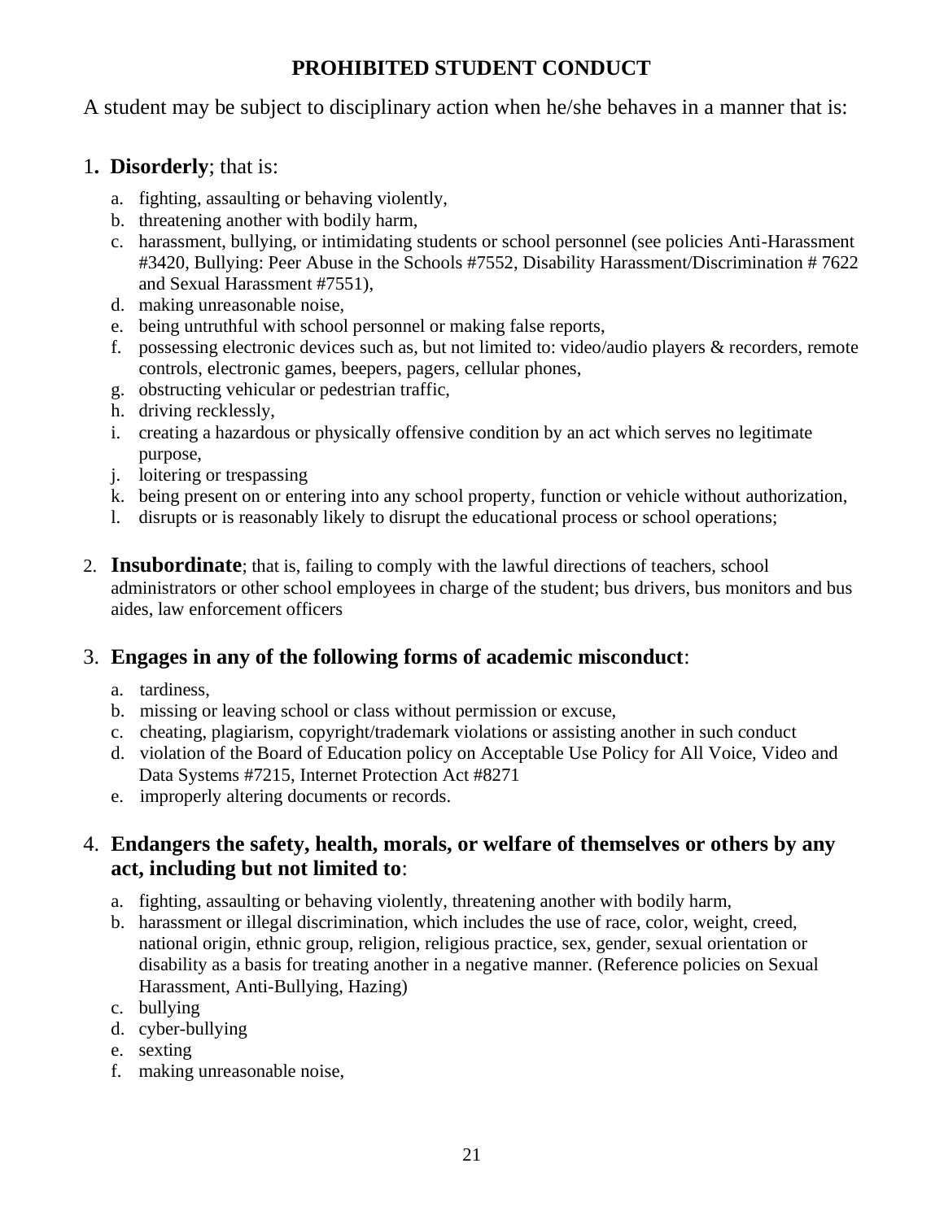## PROHIBITED STUDENT CONDUCT

A student may be subject to disciplinary action when he/she behaves in a manner that is:

1. **Disorderly**; that is:
   a. fighting, assaulting or behaving violently,
   b. threatening another with bodily harm,
   c. harassment, bullying, or intimidating students or school personnel (see policies Anti-Harassment #3420, Bullying: Peer Abuse in the Schools #7552, Disability Harassment/Discrimination # 7622 and Sexual Harassment #7551),
   d. making unreasonable noise,
   e. being untruthful with school personnel or making false reports,
   f. possessing electronic devices such as, but not limited to: video/audio players & recorders, remote controls, electronic games, beepers, pagers, cellular phones,
   g. obstructing vehicular or pedestrian traffic,
   h. driving recklessly,
   i. creating a hazardous or physically offensive condition by an act which serves no legitimate purpose,
   j. loitering or trespassing
   k. being present on or entering into any school property, function or vehicle without authorization,
   l. disrupts or is reasonably likely to disrupt the educational process or school operations;

2. **Insubordinate**; that is, failing to comply with the lawful directions of teachers, school administrators or other school employees in charge of the student; bus drivers, bus monitors and bus aides, law enforcement officers

3. **Engages in any of the following forms of academic misconduct**:
   a. tardiness,
   b. missing or leaving school or class without permission or excuse,
   c. cheating, plagiarism, copyright/trademark violations or assisting another in such conduct
   d. violation of the Board of Education policy on Acceptable Use Policy for All Voice, Video and Data Systems #7215, Internet Protection Act #8271
   e. improperly altering documents or records.

4. **Endangers the safety, health, morals, or welfare of themselves or others by any act, including but not limited to**:
   a. fighting, assaulting or behaving violently, threatening another with bodily harm,
   b. harassment or illegal discrimination, which includes the use of race, color, weight, creed, national origin, ethnic group, religion, religious practice, sex, gender, sexual orientation or disability as a basis for treating another in a negative manner. (Reference policies on Sexual Harassment, Anti-Bullying, Hazing)
   c. bullying
   d. cyber-bullying
   e. sexting
   f. making unreasonable noise,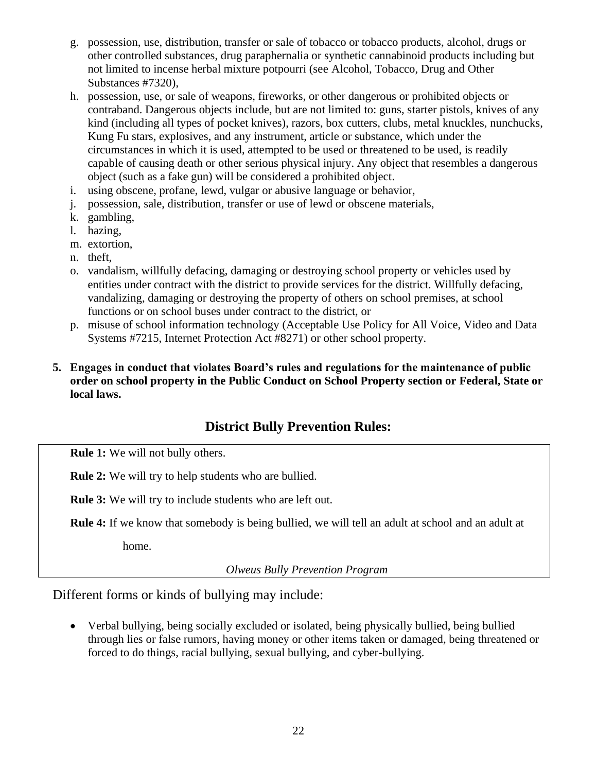g. possession, use, distribution, transfer or sale of tobacco or tobacco products, alcohol, drugs or other controlled substances, drug paraphernalia or synthetic cannabinoid products including but not limited to incense herbal mixture potpourri (see Alcohol, Tobacco, Drug and Other Substances #7320),
h. possession, use, or sale of weapons, fireworks, or other dangerous or prohibited objects or contraband. Dangerous objects include, but are not limited to: guns, starter pistols, knives of any kind (including all types of pocket knives), razors, box cutters, clubs, metal knuckles, nunchucks, Kung Fu stars, explosives, and any instrument, article or substance, which under the circumstances in which it is used, attempted to be used or threatened to be used, is readily capable of causing death or other serious physical injury. Any object that resembles a dangerous object (such as a fake gun) will be considered a prohibited object.
i. using obscene, profane, lewd, vulgar or abusive language or behavior,
j. possession, sale, distribution, transfer or use of lewd or obscene materials,
k. gambling,
l. hazing,
m. extortion,
n. theft,
o. vandalism, willfully defacing, damaging or destroying school property or vehicles used by entities under contract with the district to provide services for the district. Willfully defacing, vandalizing, damaging or destroying the property of others on school premises, at school functions or on school buses under contract to the district, or
p. misuse of school information technology (Acceptable Use Policy for All Voice, Video and Data Systems #7215, Internet Protection Act #8271) or other school property.

**5. Engages in conduct that violates Board's rules and regulations for the maintenance of public order on school property in the Public Conduct on School Property section or Federal, State or local laws.**

## District Bully Prevention Rules:

**Rule 1:** We will not bully others.

**Rule 2:** We will try to help students who are bullied.

**Rule 3:** We will try to include students who are left out.

**Rule 4:** If we know that somebody is being bullied, we will tell an adult at school and an adult at home.

*Olweus Bully Prevention Program*

Different forms or kinds of bullying may include:

- Verbal bullying, being socially excluded or isolated, being physically bullied, being bullied through lies or false rumors, having money or other items taken or damaged, being threatened or forced to do things, racial bullying, sexual bullying, and cyber-bullying.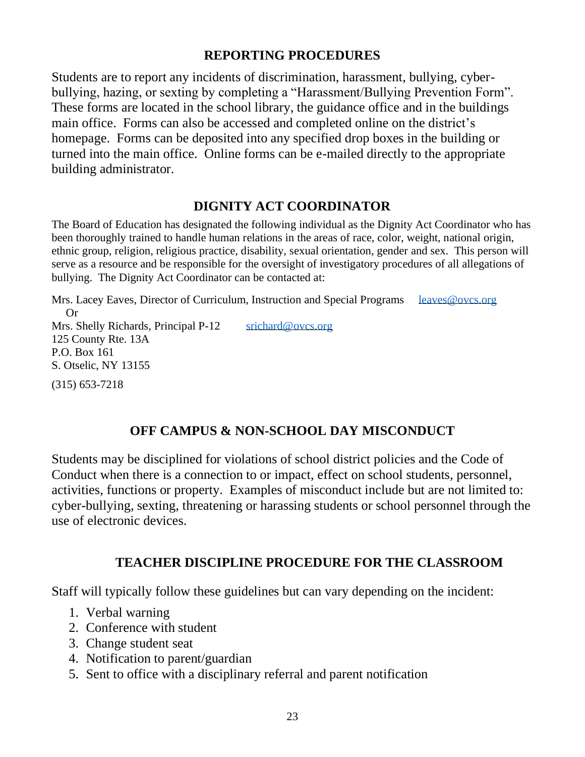## REPORTING PROCEDURES

Students are to report any incidents of discrimination, harassment, bullying, cyber-bullying, hazing, or sexting by completing a "Harassment/Bullying Prevention Form". These forms are located in the school library, the guidance office and in the buildings main office. Forms can also be accessed and completed online on the district's homepage. Forms can be deposited into any specified drop boxes in the building or turned into the main office. Online forms can be e-mailed directly to the appropriate building administrator.

## DIGNITY ACT COORDINATOR

The Board of Education has designated the following individual as the Dignity Act Coordinator who has been thoroughly trained to handle human relations in the areas of race, color, weight, national origin, ethnic group, religion, religious practice, disability, sexual orientation, gender and sex. This person will serve as a resource and be responsible for the oversight of investigatory procedures of all allegations of bullying. The Dignity Act Coordinator can be contacted at:

Mrs. Lacey Eaves, Director of Curriculum, Instruction and Special Programs leaves@ovcs.org
Or
Mrs. Shelly Richards, Principal P-12 srichard@ovcs.org
125 County Rte. 13A
P.O. Box 161
S. Otselic, NY 13155

(315) 653-7218

## OFF CAMPUS & NON-SCHOOL DAY MISCONDUCT

Students may be disciplined for violations of school district policies and the Code of Conduct when there is a connection to or impact, effect on school students, personnel, activities, functions or property. Examples of misconduct include but are not limited to: cyber-bullying, sexting, threatening or harassing students or school personnel through the use of electronic devices.

## TEACHER DISCIPLINE PROCEDURE FOR THE CLASSROOM

Staff will typically follow these guidelines but can vary depending on the incident:

1. Verbal warning
2. Conference with student
3. Change student seat
4. Notification to parent/guardian
5. Sent to office with a disciplinary referral and parent notification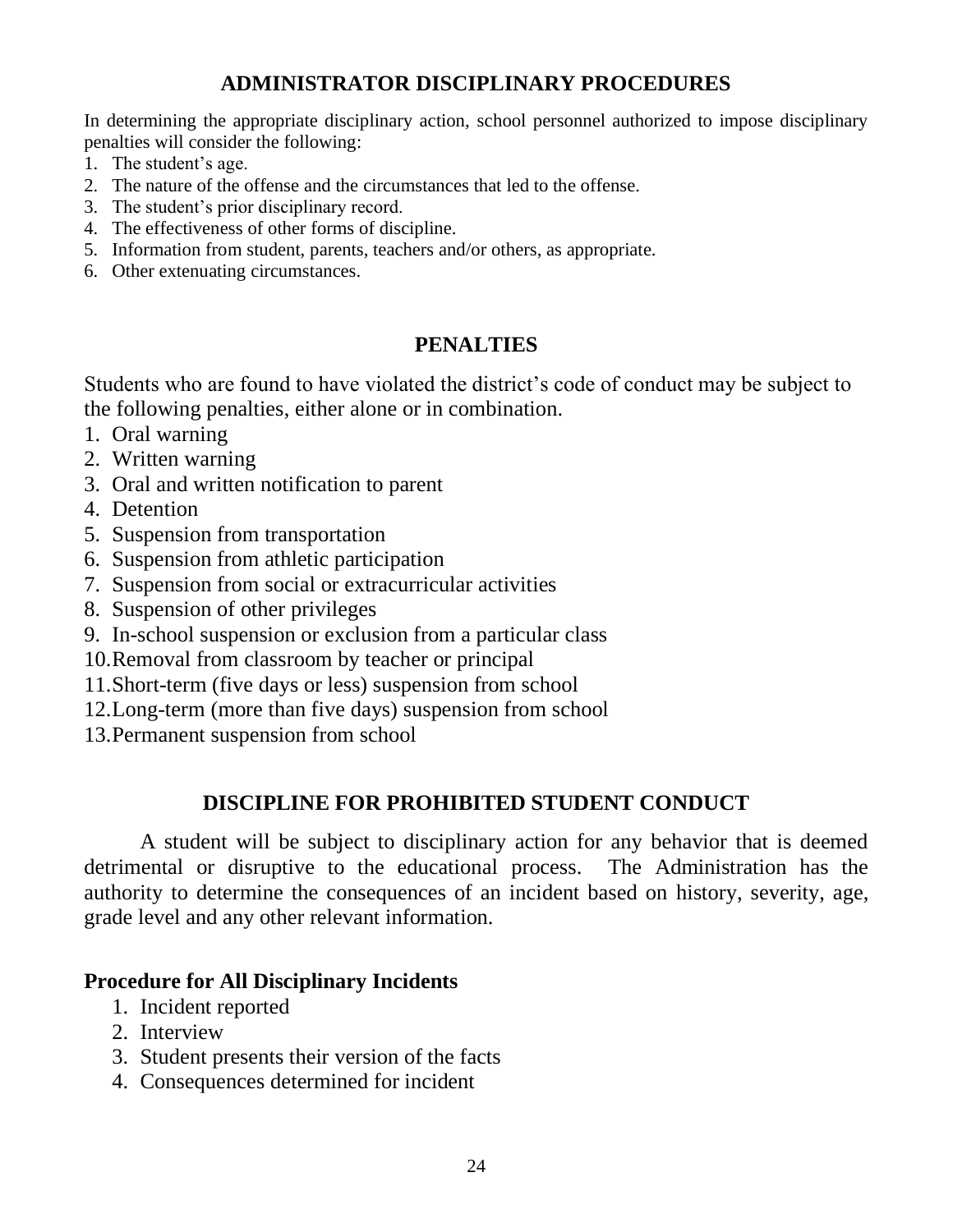## ADMINISTRATOR DISCIPLINARY PROCEDURES

In determining the appropriate disciplinary action, school personnel authorized to impose disciplinary penalties will consider the following:

1. The student's age.
2. The nature of the offense and the circumstances that led to the offense.
3. The student's prior disciplinary record.
4. The effectiveness of other forms of discipline.
5. Information from student, parents, teachers and/or others, as appropriate.
6. Other extenuating circumstances.

## PENALTIES

Students who are found to have violated the district's code of conduct may be subject to the following penalties, either alone or in combination.

1. Oral warning
2. Written warning
3. Oral and written notification to parent
4. Detention
5. Suspension from transportation
6. Suspension from athletic participation
7. Suspension from social or extracurricular activities
8. Suspension of other privileges
9. In-school suspension or exclusion from a particular class
10. Removal from classroom by teacher or principal
11. Short-term (five days or less) suspension from school
12. Long-term (more than five days) suspension from school
13. Permanent suspension from school

## DISCIPLINE FOR PROHIBITED STUDENT CONDUCT

A student will be subject to disciplinary action for any behavior that is deemed detrimental or disruptive to the educational process. The Administration has the authority to determine the consequences of an incident based on history, severity, age, grade level and any other relevant information.

### Procedure for All Disciplinary Incidents

1. Incident reported
2. Interview
3. Student presents their version of the facts
4. Consequences determined for incident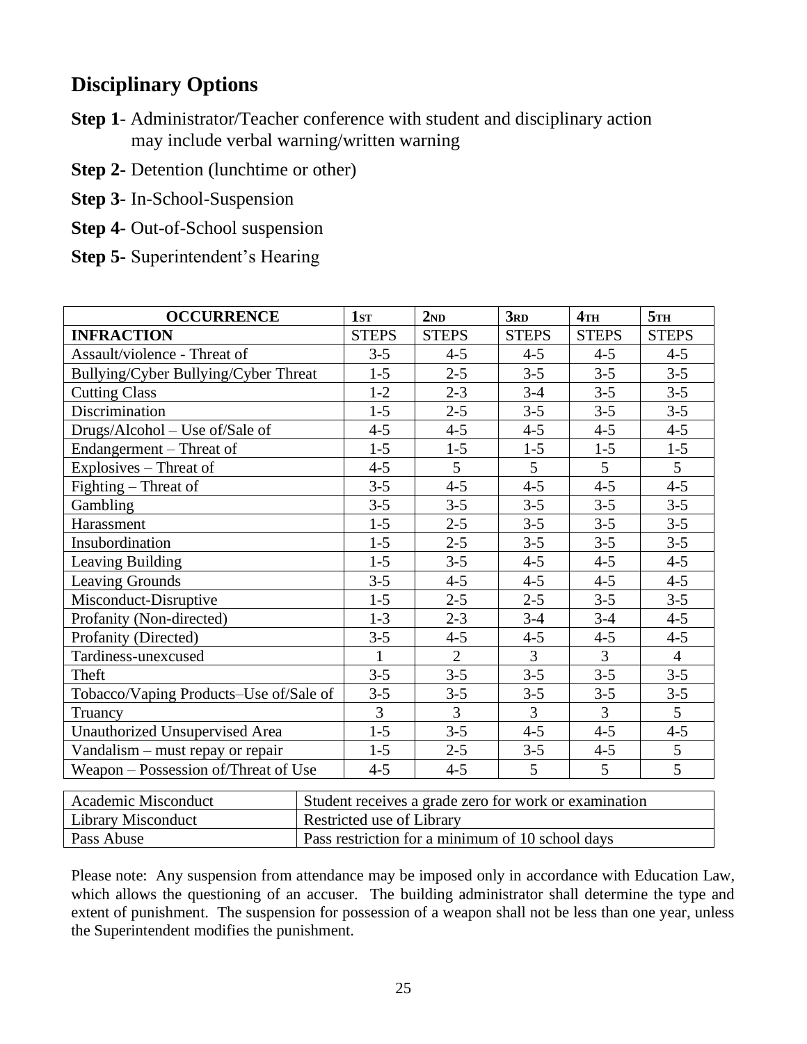## Disciplinary Options

**Step 1**- Administrator/Teacher conference with student and disciplinary action may include verbal warning/written warning

**Step 2-** Detention (lunchtime or other)

**Step 3-** In-School-Suspension

**Step 4-** Out-of-School suspension

**Step 5-** Superintendent's Hearing

| OCCURRENCE | 1ST | 2ND | 3RD | 4TH | 5TH |
|---|---|---|---|---|---|
| **INFRACTION** | STEPS | STEPS | STEPS | STEPS | STEPS |
| Assault/violence - Threat of | 3-5 | 4-5 | 4-5 | 4-5 | 4-5 |
| Bullying/Cyber Bullying/Cyber Threat | 1-5 | 2-5 | 3-5 | 3-5 | 3-5 |
| Cutting Class | 1-2 | 2-3 | 3-4 | 3-5 | 3-5 |
| Discrimination | 1-5 | 2-5 | 3-5 | 3-5 | 3-5 |
| Drugs/Alcohol – Use of/Sale of | 4-5 | 4-5 | 4-5 | 4-5 | 4-5 |
| Endangerment – Threat of | 1-5 | 1-5 | 1-5 | 1-5 | 1-5 |
| Explosives – Threat of | 4-5 | 5 | 5 | 5 | 5 |
| Fighting – Threat of | 3-5 | 4-5 | 4-5 | 4-5 | 4-5 |
| Gambling | 3-5 | 3-5 | 3-5 | 3-5 | 3-5 |
| Harassment | 1-5 | 2-5 | 3-5 | 3-5 | 3-5 |
| Insubordination | 1-5 | 2-5 | 3-5 | 3-5 | 3-5 |
| Leaving Building | 1-5 | 3-5 | 4-5 | 4-5 | 4-5 |
| Leaving Grounds | 3-5 | 4-5 | 4-5 | 4-5 | 4-5 |
| Misconduct-Disruptive | 1-5 | 2-5 | 2-5 | 3-5 | 3-5 |
| Profanity (Non-directed) | 1-3 | 2-3 | 3-4 | 3-4 | 4-5 |
| Profanity (Directed) | 3-5 | 4-5 | 4-5 | 4-5 | 4-5 |
| Tardiness-unexcused | 1 | 2 | 3 | 3 | 4 |
| Theft | 3-5 | 3-5 | 3-5 | 3-5 | 3-5 |
| Tobacco/Vaping Products–Use of/Sale of | 3-5 | 3-5 | 3-5 | 3-5 | 3-5 |
| Truancy | 3 | 3 | 3 | 3 | 5 |
| Unauthorized Unsupervised Area | 1-5 | 3-5 | 4-5 | 4-5 | 4-5 |
| Vandalism – must repay or repair | 1-5 | 2-5 | 3-5 | 4-5 | 5 |
| Weapon – Possession of/Threat of Use | 4-5 | 4-5 | 5 | 5 | 5 |

| | |
|---|---|
| Academic Misconduct | Student receives a grade zero for work or examination |
| Library Misconduct | Restricted use of Library |
| Pass Abuse | Pass restriction for a minimum of 10 school days |

Please note: Any suspension from attendance may be imposed only in accordance with Education Law, which allows the questioning of an accuser. The building administrator shall determine the type and extent of punishment. The suspension for possession of a weapon shall not be less than one year, unless the Superintendent modifies the punishment.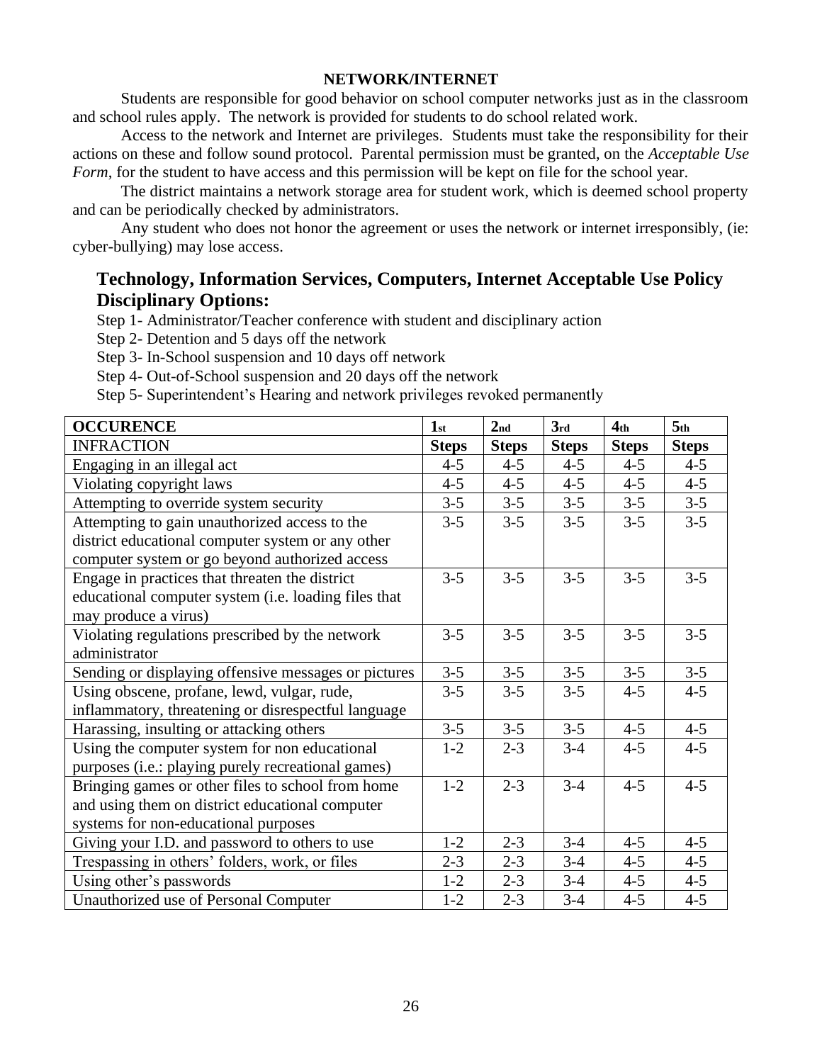## NETWORK/INTERNET

Students are responsible for good behavior on school computer networks just as in the classroom and school rules apply. The network is provided for students to do school related work.

Access to the network and Internet are privileges. Students must take the responsibility for their actions on these and follow sound protocol. Parental permission must be granted, on the *Acceptable Use Form*, for the student to have access and this permission will be kept on file for the school year.

The district maintains a network storage area for student work, which is deemed school property and can be periodically checked by administrators.

Any student who does not honor the agreement or uses the network or internet irresponsibly, (ie: cyber-bullying) may lose access.

## Technology, Information Services, Computers, Internet Acceptable Use Policy Disciplinary Options:

Step 1- Administrator/Teacher conference with student and disciplinary action

Step 2- Detention and 5 days off the network

Step 3- In-School suspension and 10 days off network

Step 4- Out-of-School suspension and 20 days off the network

Step 5- Superintendent's Hearing and network privileges revoked permanently

| OCCURENCE | 1st | 2nd | 3rd | 4th | 5th |
|---|---|---|---|---|---|
| INFRACTION | Steps | Steps | Steps | Steps | Steps |
| Engaging in an illegal act | 4-5 | 4-5 | 4-5 | 4-5 | 4-5 |
| Violating copyright laws | 4-5 | 4-5 | 4-5 | 4-5 | 4-5 |
| Attempting to override system security | 3-5 | 3-5 | 3-5 | 3-5 | 3-5 |
| Attempting to gain unauthorized access to the district educational computer system or any other computer system or go beyond authorized access | 3-5 | 3-5 | 3-5 | 3-5 | 3-5 |
| Engage in practices that threaten the district educational computer system (i.e. loading files that may produce a virus) | 3-5 | 3-5 | 3-5 | 3-5 | 3-5 |
| Violating regulations prescribed by the network administrator | 3-5 | 3-5 | 3-5 | 3-5 | 3-5 |
| Sending or displaying offensive messages or pictures | 3-5 | 3-5 | 3-5 | 3-5 | 3-5 |
| Using obscene, profane, lewd, vulgar, rude, inflammatory, threatening or disrespectful language | 3-5 | 3-5 | 3-5 | 4-5 | 4-5 |
| Harassing, insulting or attacking others | 3-5 | 3-5 | 3-5 | 4-5 | 4-5 |
| Using the computer system for non educational purposes (i.e.: playing purely recreational games) | 1-2 | 2-3 | 3-4 | 4-5 | 4-5 |
| Bringing games or other files to school from home and using them on district educational computer systems for non-educational purposes | 1-2 | 2-3 | 3-4 | 4-5 | 4-5 |
| Giving your I.D. and password to others to use | 1-2 | 2-3 | 3-4 | 4-5 | 4-5 |
| Trespassing in others' folders, work, or files | 2-3 | 2-3 | 3-4 | 4-5 | 4-5 |
| Using other's passwords | 1-2 | 2-3 | 3-4 | 4-5 | 4-5 |
| Unauthorized use of Personal Computer | 1-2 | 2-3 | 3-4 | 4-5 | 4-5 |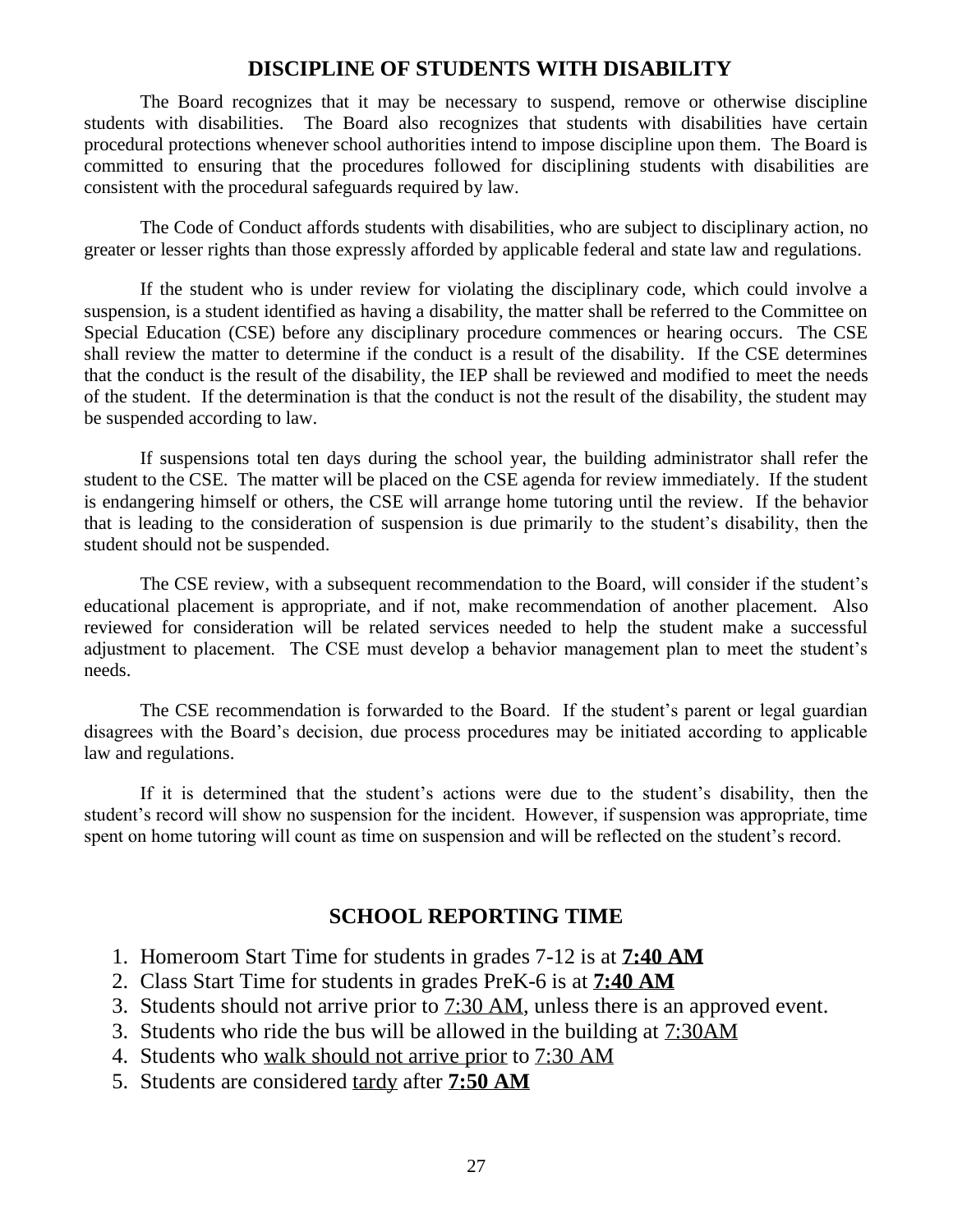## DISCIPLINE OF STUDENTS WITH DISABILITY

The Board recognizes that it may be necessary to suspend, remove or otherwise discipline students with disabilities. The Board also recognizes that students with disabilities have certain procedural protections whenever school authorities intend to impose discipline upon them. The Board is committed to ensuring that the procedures followed for disciplining students with disabilities are consistent with the procedural safeguards required by law.

The Code of Conduct affords students with disabilities, who are subject to disciplinary action, no greater or lesser rights than those expressly afforded by applicable federal and state law and regulations.

If the student who is under review for violating the disciplinary code, which could involve a suspension, is a student identified as having a disability, the matter shall be referred to the Committee on Special Education (CSE) before any disciplinary procedure commences or hearing occurs. The CSE shall review the matter to determine if the conduct is a result of the disability. If the CSE determines that the conduct is the result of the disability, the IEP shall be reviewed and modified to meet the needs of the student. If the determination is that the conduct is not the result of the disability, the student may be suspended according to law.

If suspensions total ten days during the school year, the building administrator shall refer the student to the CSE. The matter will be placed on the CSE agenda for review immediately. If the student is endangering himself or others, the CSE will arrange home tutoring until the review. If the behavior that is leading to the consideration of suspension is due primarily to the student's disability, then the student should not be suspended.

The CSE review, with a subsequent recommendation to the Board, will consider if the student's educational placement is appropriate, and if not, make recommendation of another placement. Also reviewed for consideration will be related services needed to help the student make a successful adjustment to placement. The CSE must develop a behavior management plan to meet the student's needs.

The CSE recommendation is forwarded to the Board. If the student's parent or legal guardian disagrees with the Board's decision, due process procedures may be initiated according to applicable law and regulations.

If it is determined that the student's actions were due to the student's disability, then the student's record will show no suspension for the incident. However, if suspension was appropriate, time spent on home tutoring will count as time on suspension and will be reflected on the student's record.

## SCHOOL REPORTING TIME

1. Homeroom Start Time for students in grades 7-12 is at **7:40 AM**
2. Class Start Time for students in grades PreK-6 is at **7:40 AM**
3. Students should not arrive prior to 7:30 AM, unless there is an approved event.
3. Students who ride the bus will be allowed in the building at 7:30AM
4. Students who walk should not arrive prior to 7:30 AM
5. Students are considered tardy after **7:50 AM**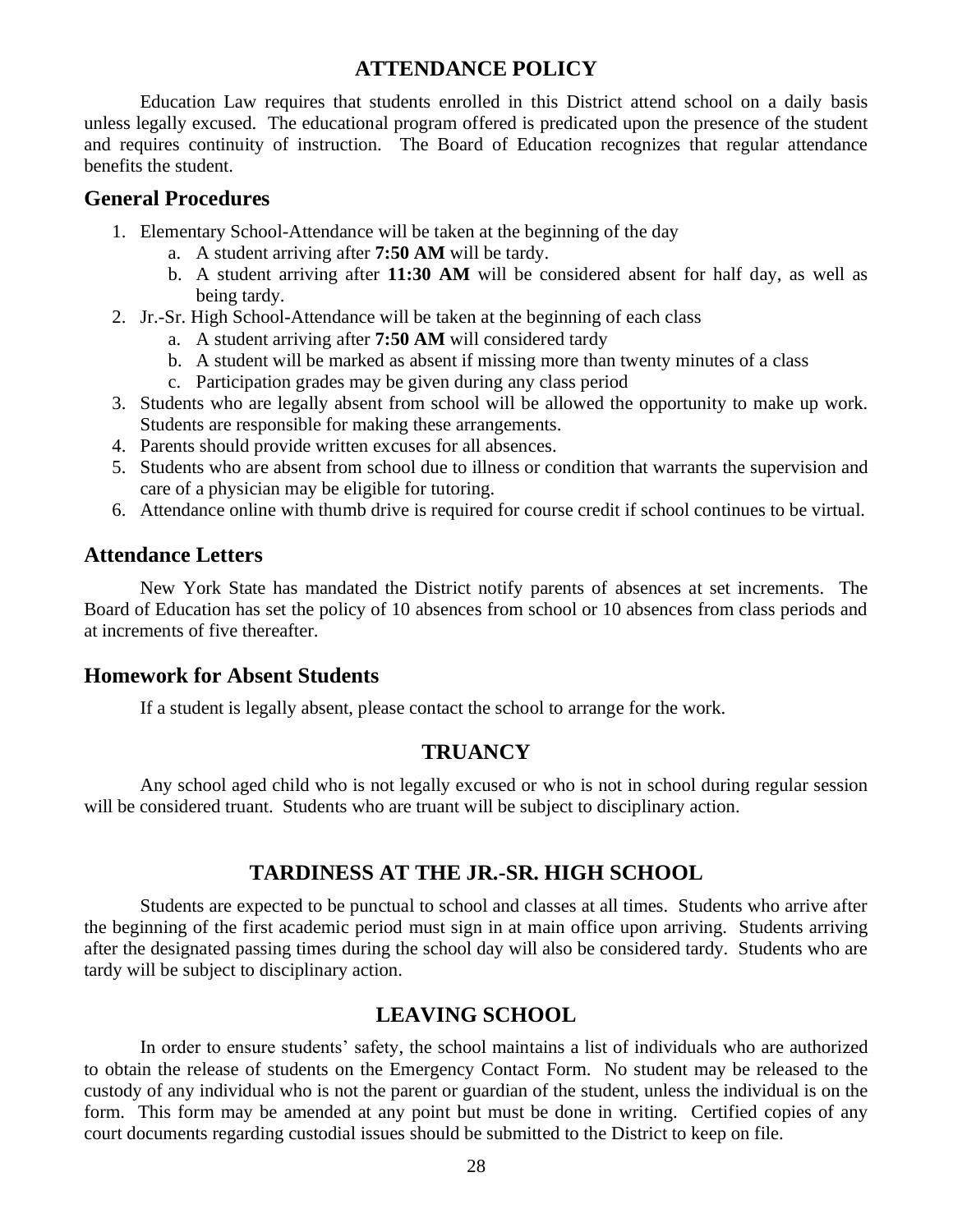## ATTENDANCE POLICY

Education Law requires that students enrolled in this District attend school on a daily basis unless legally excused. The educational program offered is predicated upon the presence of the student and requires continuity of instruction. The Board of Education recognizes that regular attendance benefits the student.

### General Procedures

1. Elementary School-Attendance will be taken at the beginning of the day
   a. A student arriving after **7:50 AM** will be tardy.
   b. A student arriving after **11:30 AM** will be considered absent for half day, as well as being tardy.
2. Jr.-Sr. High School-Attendance will be taken at the beginning of each class
   a. A student arriving after **7:50 AM** will considered tardy
   b. A student will be marked as absent if missing more than twenty minutes of a class
   c. Participation grades may be given during any class period
3. Students who are legally absent from school will be allowed the opportunity to make up work. Students are responsible for making these arrangements.
4. Parents should provide written excuses for all absences.
5. Students who are absent from school due to illness or condition that warrants the supervision and care of a physician may be eligible for tutoring.
6. Attendance online with thumb drive is required for course credit if school continues to be virtual.

### Attendance Letters

New York State has mandated the District notify parents of absences at set increments. The Board of Education has set the policy of 10 absences from school or 10 absences from class periods and at increments of five thereafter.

### Homework for Absent Students

If a student is legally absent, please contact the school to arrange for the work.

## TRUANCY

Any school aged child who is not legally excused or who is not in school during regular session will be considered truant. Students who are truant will be subject to disciplinary action.

## TARDINESS AT THE JR.-SR. HIGH SCHOOL

Students are expected to be punctual to school and classes at all times. Students who arrive after the beginning of the first academic period must sign in at main office upon arriving. Students arriving after the designated passing times during the school day will also be considered tardy. Students who are tardy will be subject to disciplinary action.

## LEAVING SCHOOL

In order to ensure students' safety, the school maintains a list of individuals who are authorized to obtain the release of students on the Emergency Contact Form. No student may be released to the custody of any individual who is not the parent or guardian of the student, unless the individual is on the form. This form may be amended at any point but must be done in writing. Certified copies of any court documents regarding custodial issues should be submitted to the District to keep on file.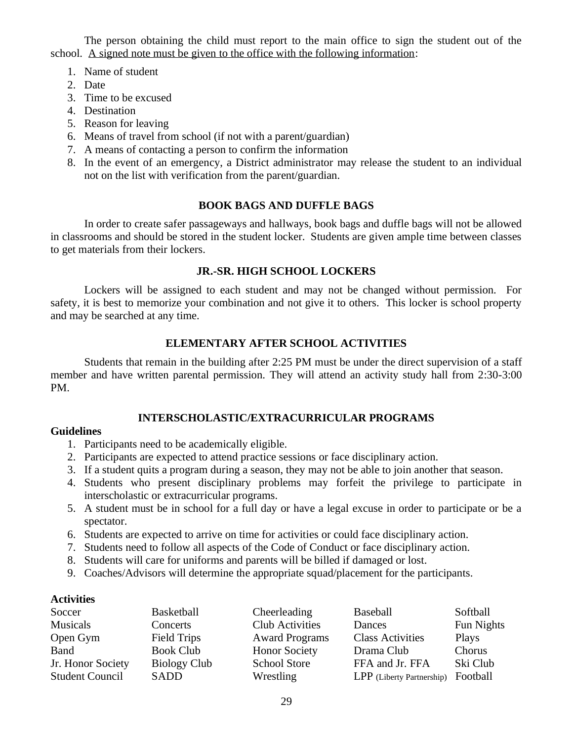The person obtaining the child must report to the main office to sign the student out of the school. A signed note must be given to the office with the following information:

1. Name of student
2. Date
3. Time to be excused
4. Destination
5. Reason for leaving
6. Means of travel from school (if not with a parent/guardian)
7. A means of contacting a person to confirm the information
8. In the event of an emergency, a District administrator may release the student to an individual not on the list with verification from the parent/guardian.

## BOOK BAGS AND DUFFLE BAGS

In order to create safer passageways and hallways, book bags and duffle bags will not be allowed in classrooms and should be stored in the student locker. Students are given ample time between classes to get materials from their lockers.

## JR.-SR. HIGH SCHOOL LOCKERS

Lockers will be assigned to each student and may not be changed without permission. For safety, it is best to memorize your combination and not give it to others. This locker is school property and may be searched at any time.

## ELEMENTARY AFTER SCHOOL ACTIVITIES

Students that remain in the building after 2:25 PM must be under the direct supervision of a staff member and have written parental permission. They will attend an activity study hall from 2:30-3:00 PM.

## INTERSCHOLASTIC/EXTRACURRICULAR PROGRAMS

**Guidelines**

1. Participants need to be academically eligible.
2. Participants are expected to attend practice sessions or face disciplinary action.
3. If a student quits a program during a season, they may not be able to join another that season.
4. Students who present disciplinary problems may forfeit the privilege to participate in interscholastic or extracurricular programs.
5. A student must be in school for a full day or have a legal excuse in order to participate or be a spectator.
6. Students are expected to arrive on time for activities or could face disciplinary action.
7. Students need to follow all aspects of the Code of Conduct or face disciplinary action.
8. Students will care for uniforms and parents will be billed if damaged or lost.
9. Coaches/Advisors will determine the appropriate squad/placement for the participants.

**Activities**

| | | | | |
|---|---|---|---|---|
| Soccer | Basketball | Cheerleading | Baseball | Softball |
| Musicals | Concerts | Club Activities | Dances | Fun Nights |
| Open Gym | Field Trips | Award Programs | Class Activities | Plays |
| Band | Book Club | Honor Society | Drama Club | Chorus |
| Jr. Honor Society | Biology Club | School Store | FFA and Jr. FFA | Ski Club |
| Student Council | SADD | Wrestling | LPP (Liberty Partnership) | Football |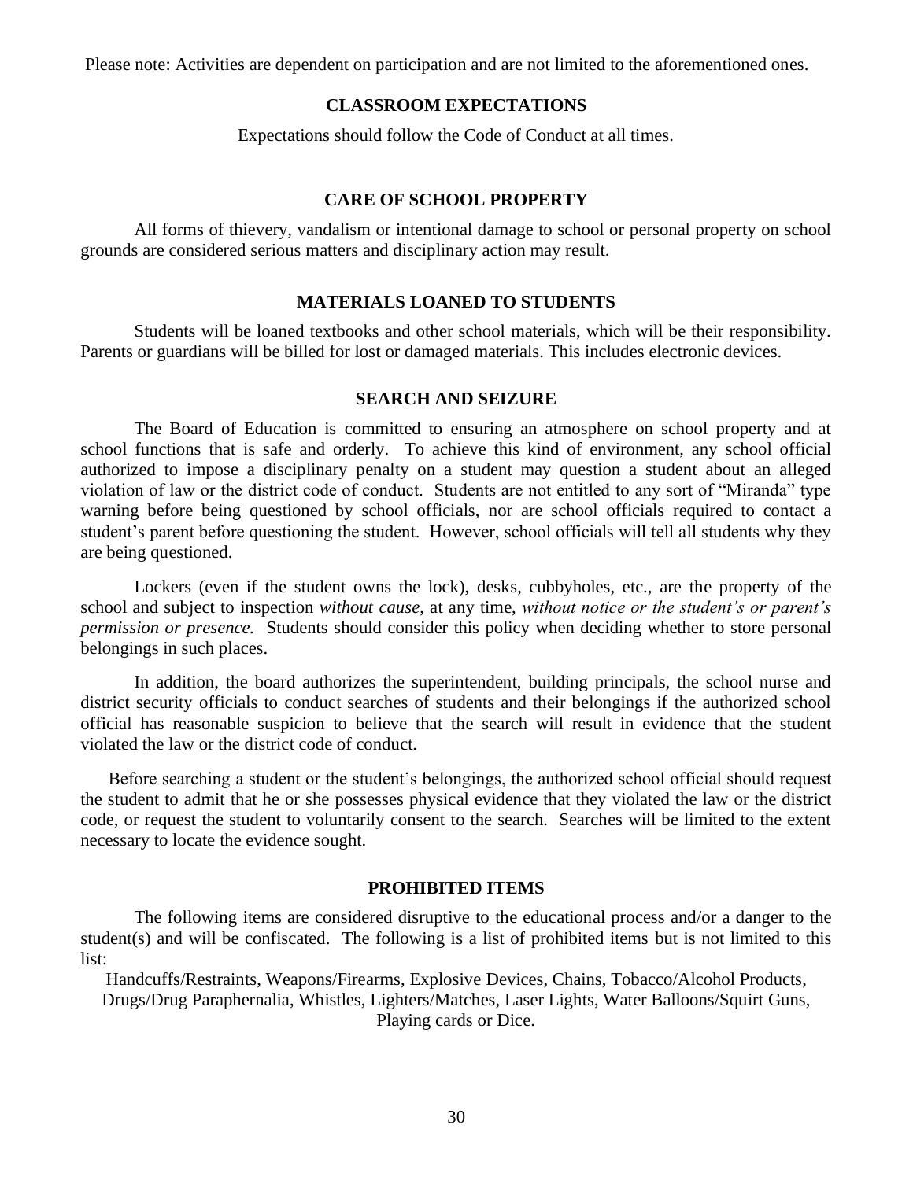Please note: Activities are dependent on participation and are not limited to the aforementioned ones.

## CLASSROOM EXPECTATIONS

Expectations should follow the Code of Conduct at all times.

## CARE OF SCHOOL PROPERTY

All forms of thievery, vandalism or intentional damage to school or personal property on school grounds are considered serious matters and disciplinary action may result.

## MATERIALS LOANED TO STUDENTS

Students will be loaned textbooks and other school materials, which will be their responsibility. Parents or guardians will be billed for lost or damaged materials. This includes electronic devices.

## SEARCH AND SEIZURE

The Board of Education is committed to ensuring an atmosphere on school property and at school functions that is safe and orderly. To achieve this kind of environment, any school official authorized to impose a disciplinary penalty on a student may question a student about an alleged violation of law or the district code of conduct. Students are not entitled to any sort of "Miranda" type warning before being questioned by school officials, nor are school officials required to contact a student's parent before questioning the student. However, school officials will tell all students why they are being questioned.

Lockers (even if the student owns the lock), desks, cubbyholes, etc., are the property of the school and subject to inspection *without cause*, at any time, *without notice or the student's or parent's permission or presence.* Students should consider this policy when deciding whether to store personal belongings in such places.

In addition, the board authorizes the superintendent, building principals, the school nurse and district security officials to conduct searches of students and their belongings if the authorized school official has reasonable suspicion to believe that the search will result in evidence that the student violated the law or the district code of conduct.

Before searching a student or the student's belongings, the authorized school official should request the student to admit that he or she possesses physical evidence that they violated the law or the district code, or request the student to voluntarily consent to the search. Searches will be limited to the extent necessary to locate the evidence sought.

## PROHIBITED ITEMS

The following items are considered disruptive to the educational process and/or a danger to the student(s) and will be confiscated. The following is a list of prohibited items but is not limited to this list:

Handcuffs/Restraints, Weapons/Firearms, Explosive Devices, Chains, Tobacco/Alcohol Products, Drugs/Drug Paraphernalia, Whistles, Lighters/Matches, Laser Lights, Water Balloons/Squirt Guns, Playing cards or Dice.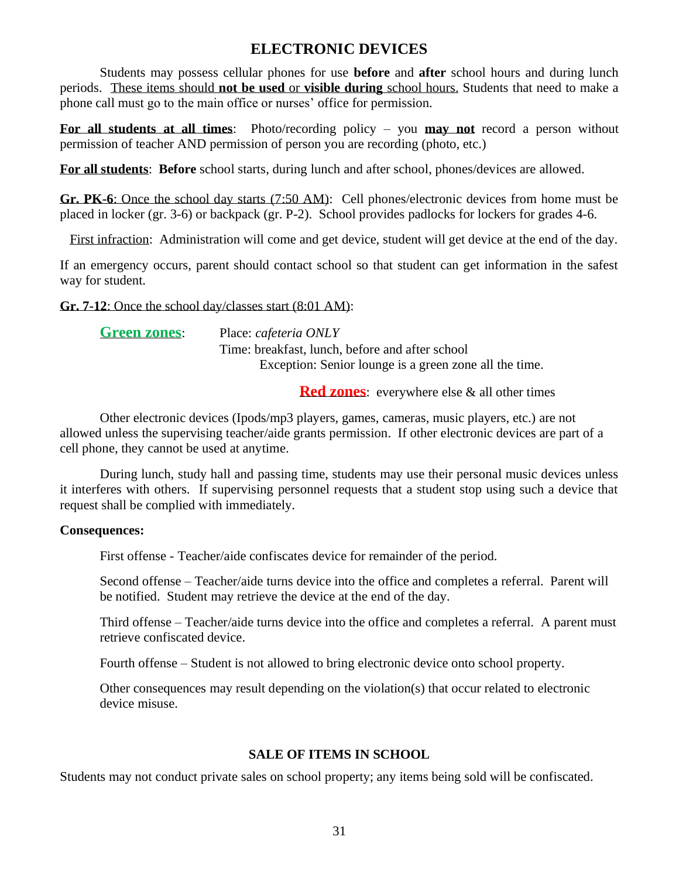## ELECTRONIC DEVICES

Students may possess cellular phones for use **before** and **after** school hours and during lunch periods. These items should **not be used** or **visible during** school hours. Students that need to make a phone call must go to the main office or nurses' office for permission.

**For all students at all times**: Photo/recording policy – you **may not** record a person without permission of teacher AND permission of person you are recording (photo, etc.)

**For all students**: **Before** school starts, during lunch and after school, phones/devices are allowed.

**Gr. PK-6**: Once the school day starts (7:50 AM): Cell phones/electronic devices from home must be placed in locker (gr. 3-6) or backpack (gr. P-2). School provides padlocks for lockers for grades 4-6.

First infraction: Administration will come and get device, student will get device at the end of the day.

If an emergency occurs, parent should contact school so that student can get information in the safest way for student.

**Gr. 7-12**: Once the school day/classes start (8:01 AM):

**Green zones**: Place: *cafeteria ONLY*
Time: breakfast, lunch, before and after school
Exception: Senior lounge is a green zone all the time.

**Red zones**: everywhere else & all other times

Other electronic devices (Ipods/mp3 players, games, cameras, music players, etc.) are not allowed unless the supervising teacher/aide grants permission. If other electronic devices are part of a cell phone, they cannot be used at anytime.

During lunch, study hall and passing time, students may use their personal music devices unless it interferes with others. If supervising personnel requests that a student stop using such a device that request shall be complied with immediately.

**Consequences:**

First offense - Teacher/aide confiscates device for remainder of the period.

Second offense – Teacher/aide turns device into the office and completes a referral. Parent will be notified. Student may retrieve the device at the end of the day.

Third offense – Teacher/aide turns device into the office and completes a referral. A parent must retrieve confiscated device.

Fourth offense – Student is not allowed to bring electronic device onto school property.

Other consequences may result depending on the violation(s) that occur related to electronic device misuse.

## SALE OF ITEMS IN SCHOOL

Students may not conduct private sales on school property; any items being sold will be confiscated.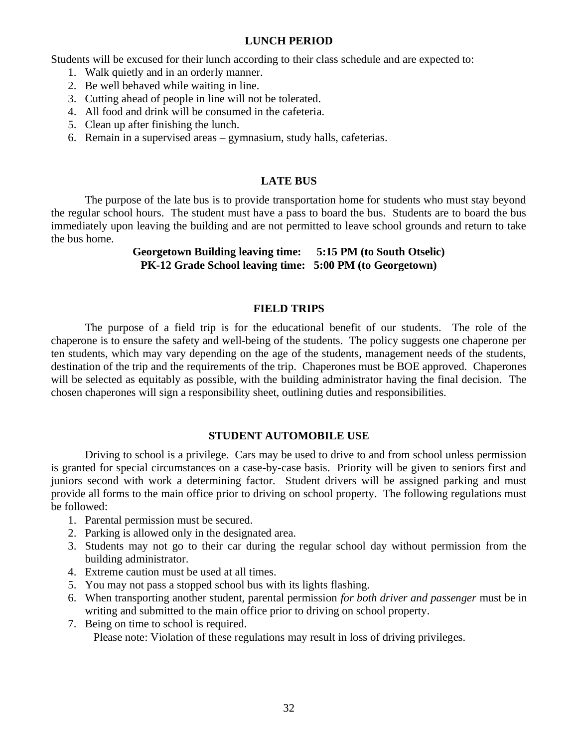## LUNCH PERIOD

Students will be excused for their lunch according to their class schedule and are expected to:

1. Walk quietly and in an orderly manner.
2. Be well behaved while waiting in line.
3. Cutting ahead of people in line will not be tolerated.
4. All food and drink will be consumed in the cafeteria.
5. Clean up after finishing the lunch.
6. Remain in a supervised areas – gymnasium, study halls, cafeterias.

## LATE BUS

The purpose of the late bus is to provide transportation home for students who must stay beyond the regular school hours. The student must have a pass to board the bus. Students are to board the bus immediately upon leaving the building and are not permitted to leave school grounds and return to take the bus home.

**Georgetown Building leaving time: 5:15 PM (to South Otselic)**
**PK-12 Grade School leaving time: 5:00 PM (to Georgetown)**

## FIELD TRIPS

The purpose of a field trip is for the educational benefit of our students. The role of the chaperone is to ensure the safety and well-being of the students. The policy suggests one chaperone per ten students, which may vary depending on the age of the students, management needs of the students, destination of the trip and the requirements of the trip. Chaperones must be BOE approved. Chaperones will be selected as equitably as possible, with the building administrator having the final decision. The chosen chaperones will sign a responsibility sheet, outlining duties and responsibilities.

## STUDENT AUTOMOBILE USE

Driving to school is a privilege. Cars may be used to drive to and from school unless permission is granted for special circumstances on a case-by-case basis. Priority will be given to seniors first and juniors second with work a determining factor. Student drivers will be assigned parking and must provide all forms to the main office prior to driving on school property. The following regulations must be followed:

1. Parental permission must be secured.
2. Parking is allowed only in the designated area.
3. Students may not go to their car during the regular school day without permission from the building administrator.
4. Extreme caution must be used at all times.
5. You may not pass a stopped school bus with its lights flashing.
6. When transporting another student, parental permission *for both driver and passenger* must be in writing and submitted to the main office prior to driving on school property.
7. Being on time to school is required.

Please note: Violation of these regulations may result in loss of driving privileges.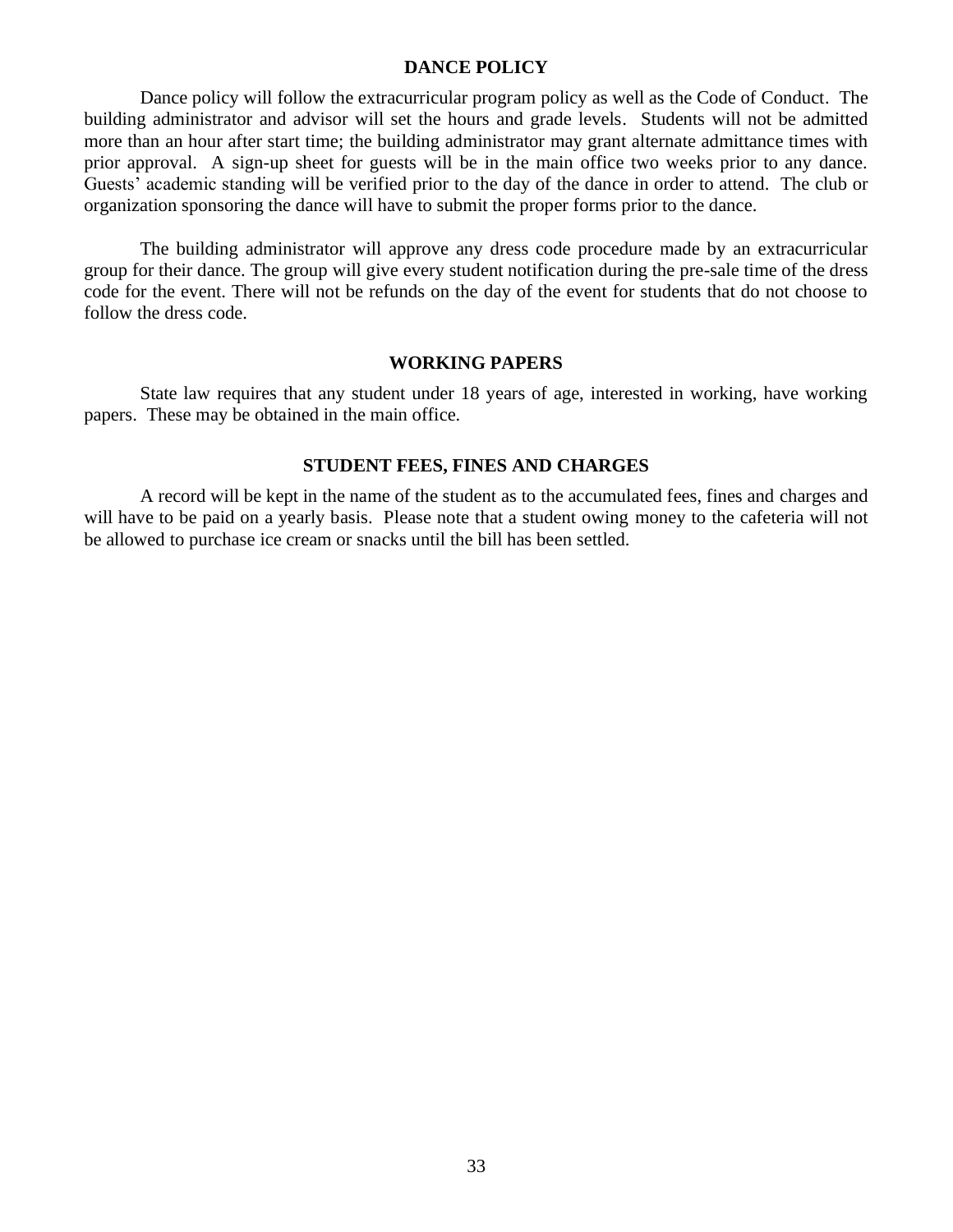## DANCE POLICY

Dance policy will follow the extracurricular program policy as well as the Code of Conduct. The building administrator and advisor will set the hours and grade levels. Students will not be admitted more than an hour after start time; the building administrator may grant alternate admittance times with prior approval. A sign-up sheet for guests will be in the main office two weeks prior to any dance. Guests' academic standing will be verified prior to the day of the dance in order to attend. The club or organization sponsoring the dance will have to submit the proper forms prior to the dance.

The building administrator will approve any dress code procedure made by an extracurricular group for their dance. The group will give every student notification during the pre-sale time of the dress code for the event. There will not be refunds on the day of the event for students that do not choose to follow the dress code.

## WORKING PAPERS

State law requires that any student under 18 years of age, interested in working, have working papers. These may be obtained in the main office.

## STUDENT FEES, FINES AND CHARGES

A record will be kept in the name of the student as to the accumulated fees, fines and charges and will have to be paid on a yearly basis. Please note that a student owing money to the cafeteria will not be allowed to purchase ice cream or snacks until the bill has been settled.